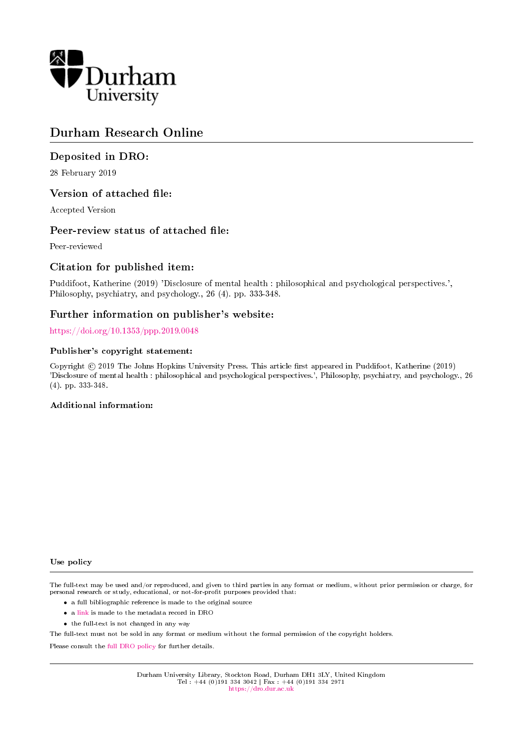Durham University

# Durham Research Online

## Deposited in DRO:

28 February 2019

## Version of attached file:

Accepted Version

## Peer-review status of attached file:

Peer-reviewed

## Citation for published item:

Puddifoot, Katherine (2019) 'Disclosure of mental health : philosophical and psychological perspectives.', Philosophy, psychiatry, and psychology., 26 (4). pp. 333-348.

## Further information on publisher's website:

https://doi.org/10.1353/ppp.2019.0048

### Publisher's copyright statement:

Copyright © 2019 The Johns Hopkins University Press. This article first appeared in Puddifoot, Katherine (2019) 'Disclosure of mental health : philosophical and psychological perspectives.', Philosophy, psychiatry, and psychology., 26 (4). pp. 333-348.

### Additional information:

### Use policy

The full-text may be used and/or reproduced, and given to third parties in any format or medium, without prior permission or charge, for personal research or study, educational, or not-for-profit purposes provided that:

- a full bibliographic reference is made to the original source
- a link is made to the metadata record in DRO
- the full-text is not changed in any way

The full-text must not be sold in any format or medium without the formal permission of the copyright holders.

Please consult the full DRO policy for further details.

Durham University Library, Stockton Road, Durham DH1 3LY, United Kingdom
Tel : +44 (0)191 334 3042 | Fax : +44 (0)191 334 2971
https://dro.dur.ac.uk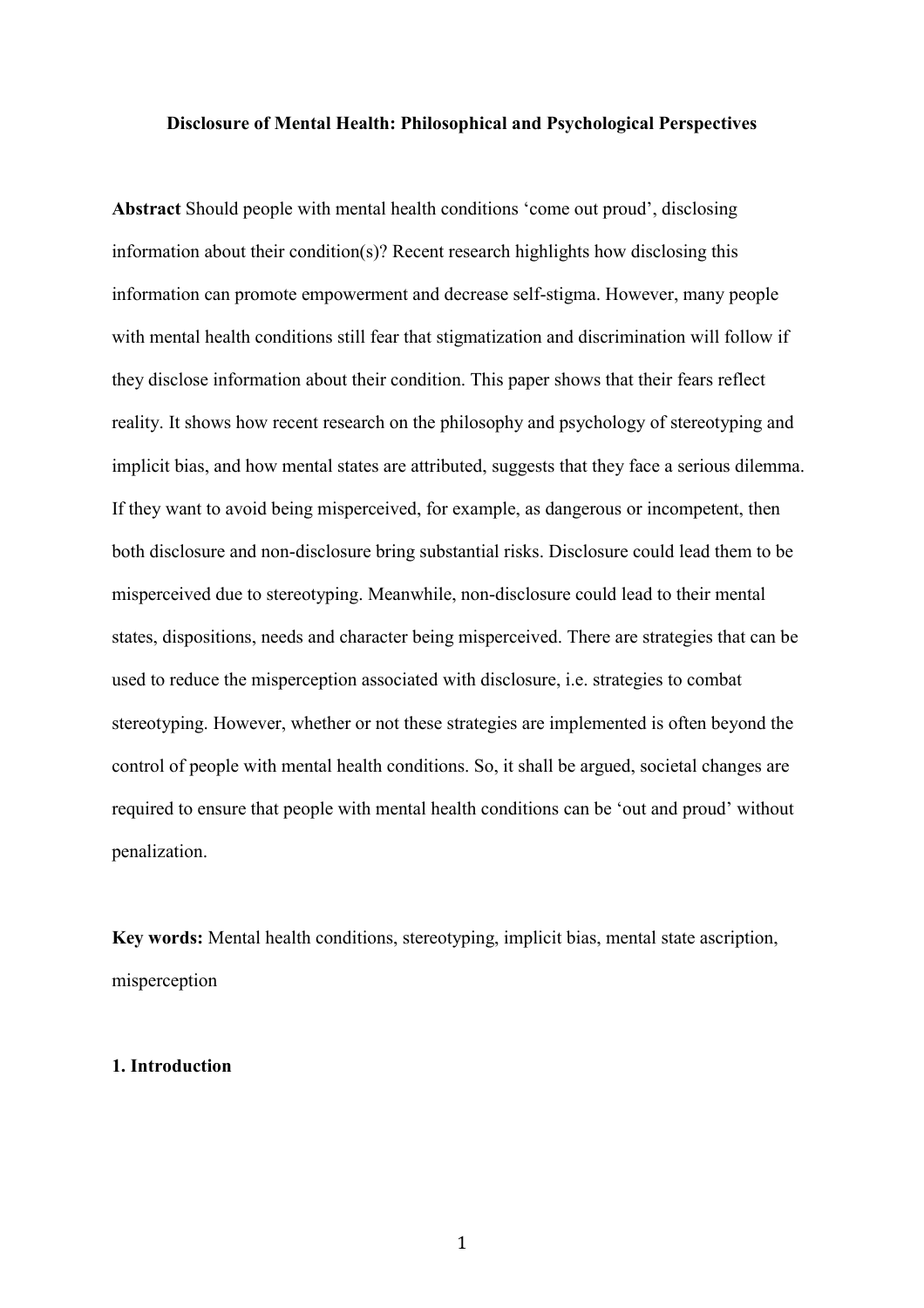**Disclosure of Mental Health: Philosophical and Psychological Perspectives**

**Abstract** Should people with mental health conditions 'come out proud', disclosing information about their condition(s)? Recent research highlights how disclosing this information can promote empowerment and decrease self-stigma. However, many people with mental health conditions still fear that stigmatization and discrimination will follow if they disclose information about their condition. This paper shows that their fears reflect reality. It shows how recent research on the philosophy and psychology of stereotyping and implicit bias, and how mental states are attributed, suggests that they face a serious dilemma. If they want to avoid being misperceived, for example, as dangerous or incompetent, then both disclosure and non-disclosure bring substantial risks. Disclosure could lead them to be misperceived due to stereotyping. Meanwhile, non-disclosure could lead to their mental states, dispositions, needs and character being misperceived. There are strategies that can be used to reduce the misperception associated with disclosure, i.e. strategies to combat stereotyping. However, whether or not these strategies are implemented is often beyond the control of people with mental health conditions. So, it shall be argued, societal changes are required to ensure that people with mental health conditions can be 'out and proud' without penalization.

**Key words:** Mental health conditions, stereotyping, implicit bias, mental state ascription, misperception

## 1. Introduction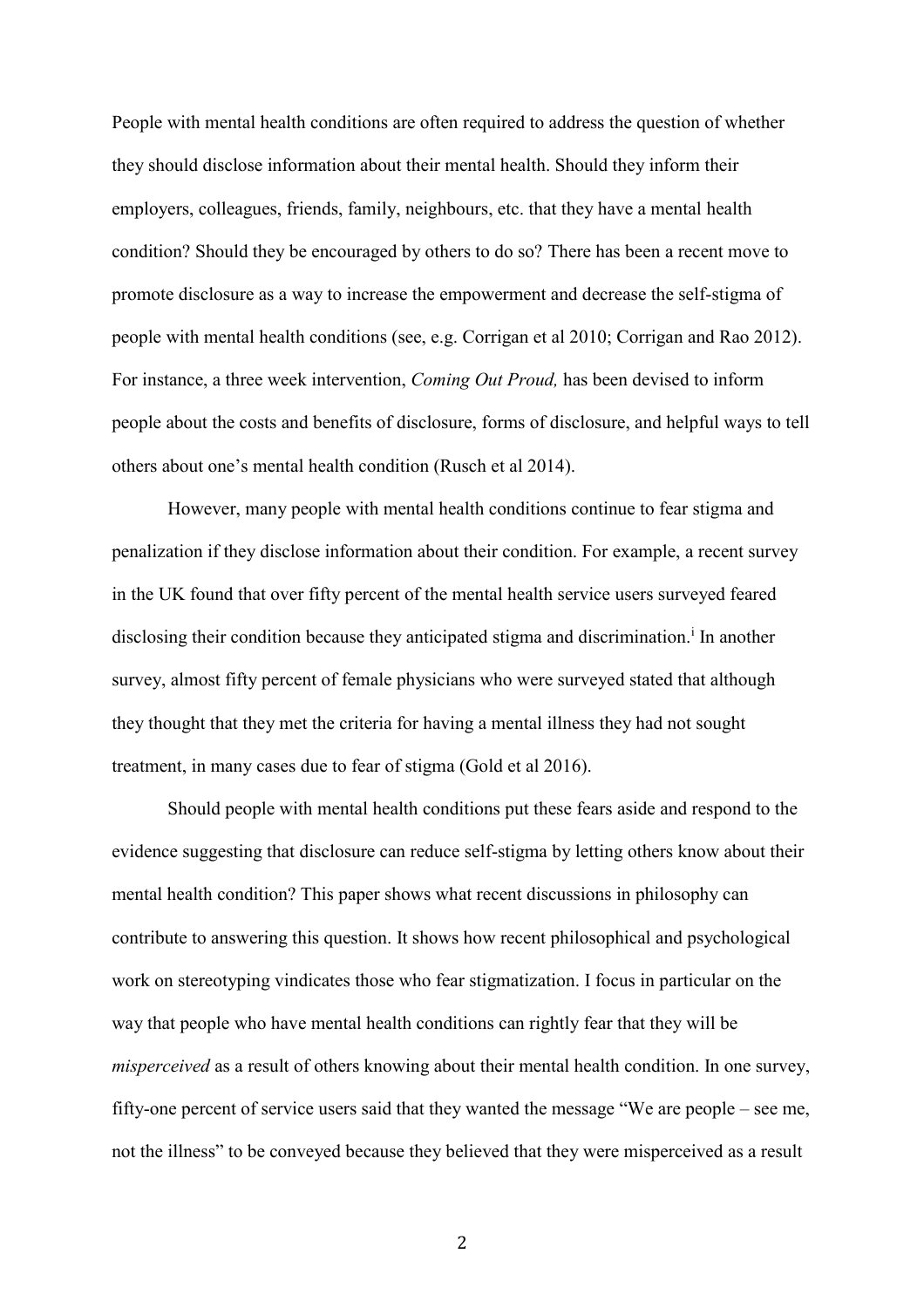People with mental health conditions are often required to address the question of whether they should disclose information about their mental health. Should they inform their employers, colleagues, friends, family, neighbours, etc. that they have a mental health condition? Should they be encouraged by others to do so? There has been a recent move to promote disclosure as a way to increase the empowerment and decrease the self-stigma of people with mental health conditions (see, e.g. Corrigan et al 2010; Corrigan and Rao 2012). For instance, a three week intervention, *Coming Out Proud,* has been devised to inform people about the costs and benefits of disclosure, forms of disclosure, and helpful ways to tell others about one's mental health condition (Rusch et al 2014).

However, many people with mental health conditions continue to fear stigma and penalization if they disclose information about their condition. For example, a recent survey in the UK found that over fifty percent of the mental health service users surveyed feared disclosing their condition because they anticipated stigma and discrimination.[i] In another survey, almost fifty percent of female physicians who were surveyed stated that although they thought that they met the criteria for having a mental illness they had not sought treatment, in many cases due to fear of stigma (Gold et al 2016).

Should people with mental health conditions put these fears aside and respond to the evidence suggesting that disclosure can reduce self-stigma by letting others know about their mental health condition? This paper shows what recent discussions in philosophy can contribute to answering this question. It shows how recent philosophical and psychological work on stereotyping vindicates those who fear stigmatization. I focus in particular on the way that people who have mental health conditions can rightly fear that they will be *misperceived* as a result of others knowing about their mental health condition. In one survey, fifty-one percent of service users said that they wanted the message "We are people – see me, not the illness" to be conveyed because they believed that they were misperceived as a result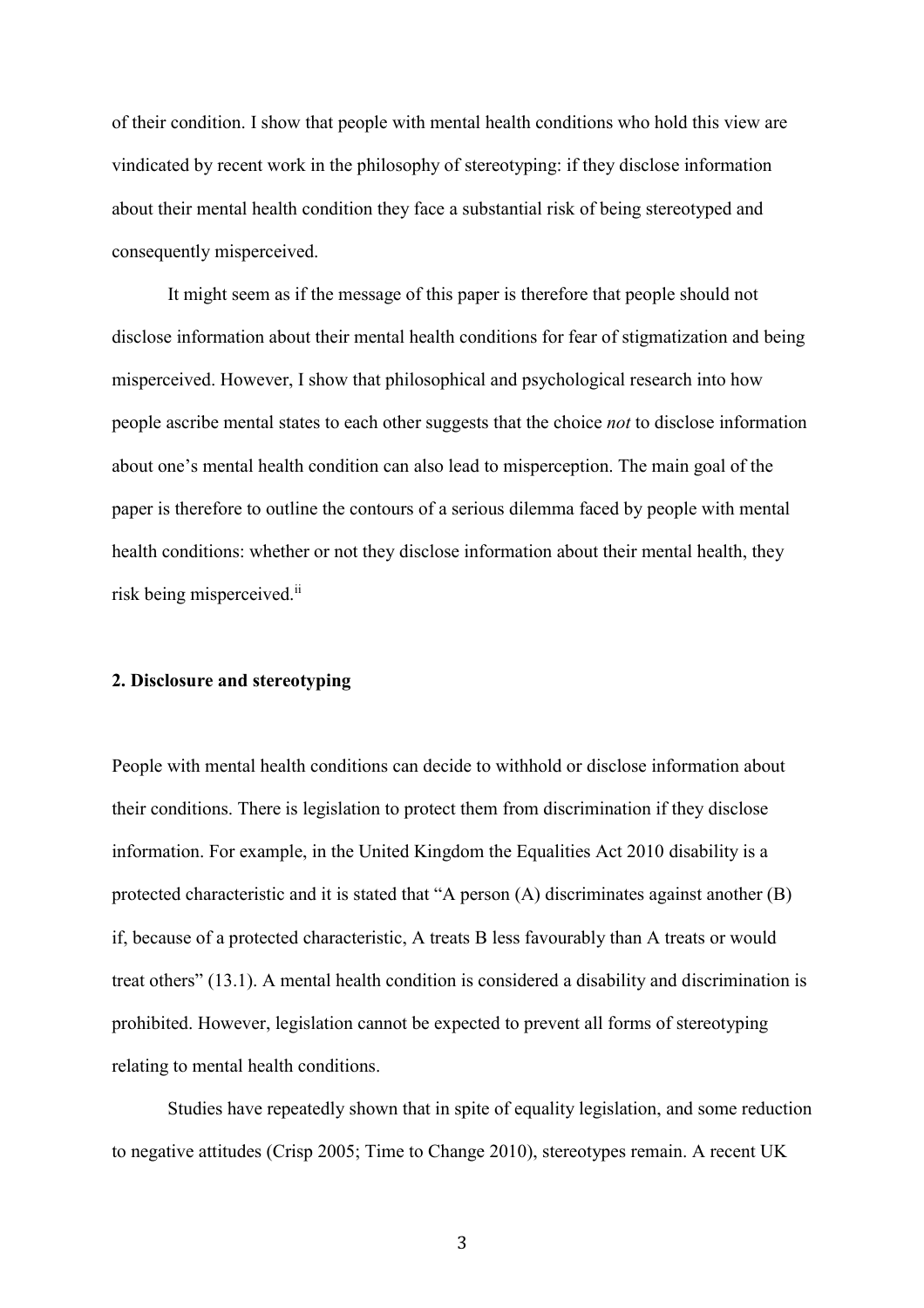of their condition. I show that people with mental health conditions who hold this view are vindicated by recent work in the philosophy of stereotyping: if they disclose information about their mental health condition they face a substantial risk of being stereotyped and consequently misperceived.

It might seem as if the message of this paper is therefore that people should not disclose information about their mental health conditions for fear of stigmatization and being misperceived. However, I show that philosophical and psychological research into how people ascribe mental states to each other suggests that the choice *not* to disclose information about one's mental health condition can also lead to misperception. The main goal of the paper is therefore to outline the contours of a serious dilemma faced by people with mental health conditions: whether or not they disclose information about their mental health, they risk being misperceived.[ii]

## 2. Disclosure and stereotyping

People with mental health conditions can decide to withhold or disclose information about their conditions. There is legislation to protect them from discrimination if they disclose information. For example, in the United Kingdom the Equalities Act 2010 disability is a protected characteristic and it is stated that "A person (A) discriminates against another (B) if, because of a protected characteristic, A treats B less favourably than A treats or would treat others" (13.1). A mental health condition is considered a disability and discrimination is prohibited. However, legislation cannot be expected to prevent all forms of stereotyping relating to mental health conditions.

Studies have repeatedly shown that in spite of equality legislation, and some reduction to negative attitudes (Crisp 2005; Time to Change 2010), stereotypes remain. A recent UK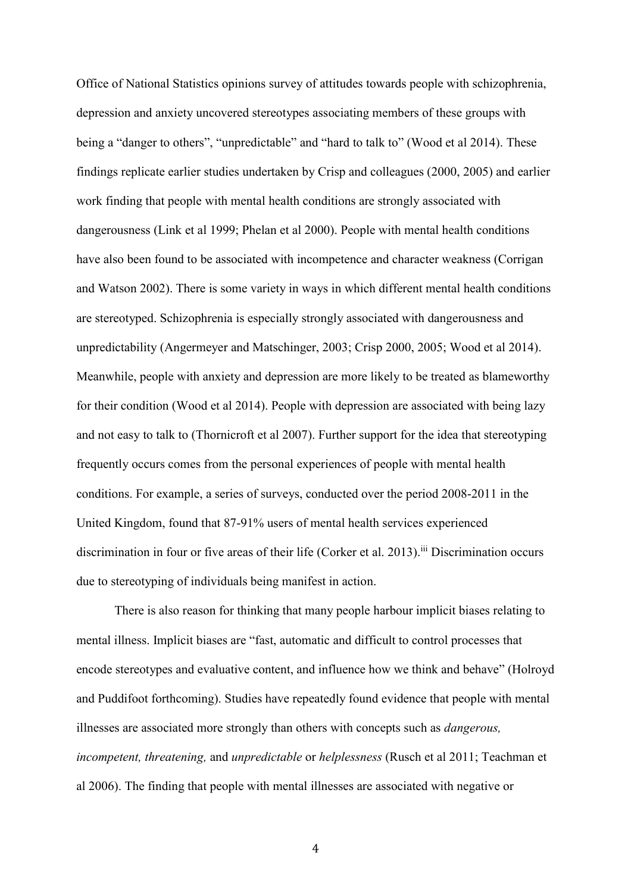Office of National Statistics opinions survey of attitudes towards people with schizophrenia, depression and anxiety uncovered stereotypes associating members of these groups with being a "danger to others", "unpredictable" and "hard to talk to" (Wood et al 2014). These findings replicate earlier studies undertaken by Crisp and colleagues (2000, 2005) and earlier work finding that people with mental health conditions are strongly associated with dangerousness (Link et al 1999; Phelan et al 2000). People with mental health conditions have also been found to be associated with incompetence and character weakness (Corrigan and Watson 2002). There is some variety in ways in which different mental health conditions are stereotyped. Schizophrenia is especially strongly associated with dangerousness and unpredictability (Angermeyer and Matschinger, 2003; Crisp 2000, 2005; Wood et al 2014). Meanwhile, people with anxiety and depression are more likely to be treated as blameworthy for their condition (Wood et al 2014). People with depression are associated with being lazy and not easy to talk to (Thornicroft et al 2007). Further support for the idea that stereotyping frequently occurs comes from the personal experiences of people with mental health conditions. For example, a series of surveys, conducted over the period 2008-2011 in the United Kingdom, found that 87-91% users of mental health services experienced discrimination in four or five areas of their life (Corker et al. 2013).[iii] Discrimination occurs due to stereotyping of individuals being manifest in action.

There is also reason for thinking that many people harbour implicit biases relating to mental illness. Implicit biases are "fast, automatic and difficult to control processes that encode stereotypes and evaluative content, and influence how we think and behave" (Holroyd and Puddifoot forthcoming). Studies have repeatedly found evidence that people with mental illnesses are associated more strongly than others with concepts such as *dangerous, incompetent, threatening,* and *unpredictable* or *helplessness* (Rusch et al 2011; Teachman et al 2006). The finding that people with mental illnesses are associated with negative or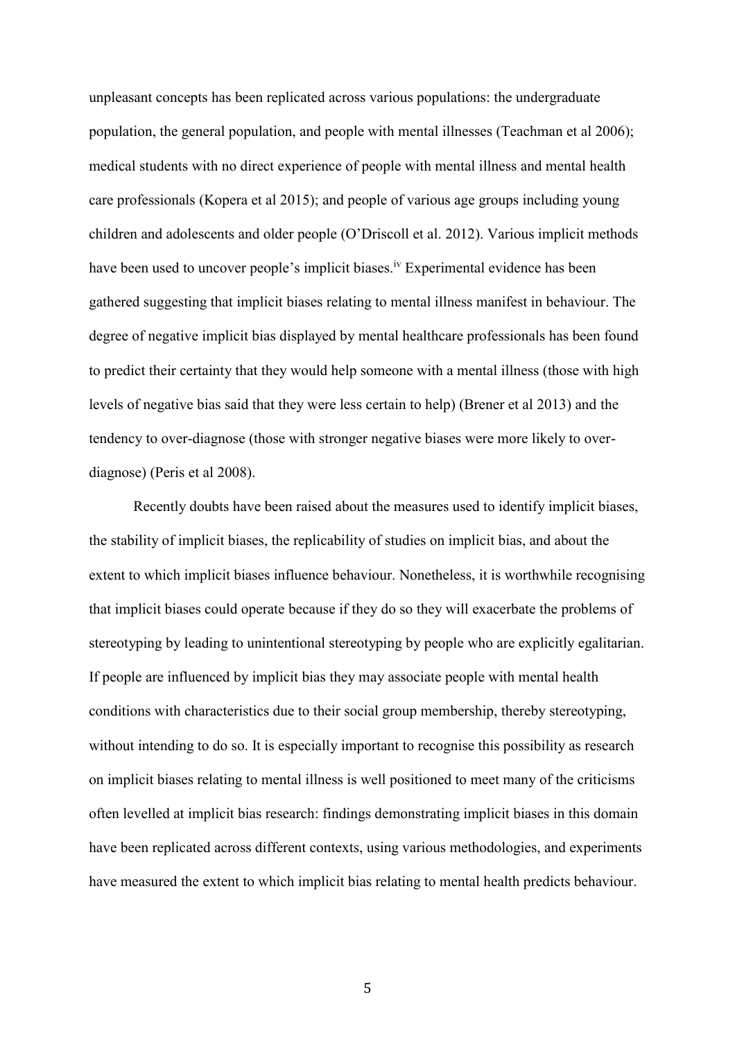unpleasant concepts has been replicated across various populations: the undergraduate population, the general population, and people with mental illnesses (Teachman et al 2006); medical students with no direct experience of people with mental illness and mental health care professionals (Kopera et al 2015); and people of various age groups including young children and adolescents and older people (O'Driscoll et al. 2012). Various implicit methods have been used to uncover people's implicit biases.[iv] Experimental evidence has been gathered suggesting that implicit biases relating to mental illness manifest in behaviour. The degree of negative implicit bias displayed by mental healthcare professionals has been found to predict their certainty that they would help someone with a mental illness (those with high levels of negative bias said that they were less certain to help) (Brener et al 2013) and the tendency to over-diagnose (those with stronger negative biases were more likely to over-diagnose) (Peris et al 2008).

Recently doubts have been raised about the measures used to identify implicit biases, the stability of implicit biases, the replicability of studies on implicit bias, and about the extent to which implicit biases influence behaviour. Nonetheless, it is worthwhile recognising that implicit biases could operate because if they do so they will exacerbate the problems of stereotyping by leading to unintentional stereotyping by people who are explicitly egalitarian. If people are influenced by implicit bias they may associate people with mental health conditions with characteristics due to their social group membership, thereby stereotyping, without intending to do so. It is especially important to recognise this possibility as research on implicit biases relating to mental illness is well positioned to meet many of the criticisms often levelled at implicit bias research: findings demonstrating implicit biases in this domain have been replicated across different contexts, using various methodologies, and experiments have measured the extent to which implicit bias relating to mental health predicts behaviour.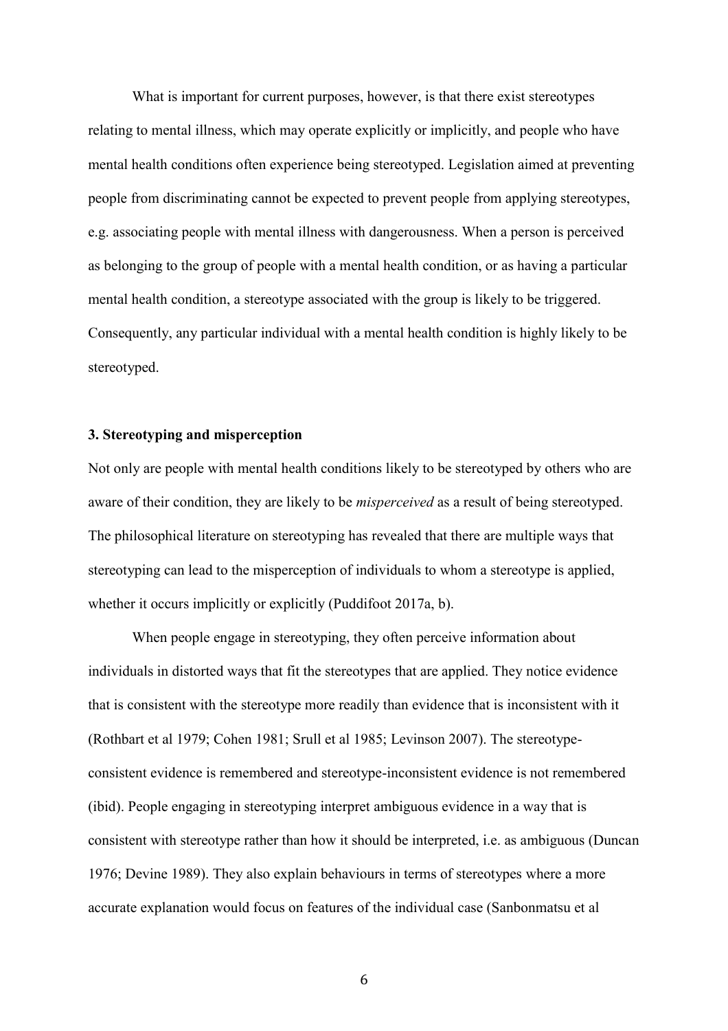What is important for current purposes, however, is that there exist stereotypes relating to mental illness, which may operate explicitly or implicitly, and people who have mental health conditions often experience being stereotyped. Legislation aimed at preventing people from discriminating cannot be expected to prevent people from applying stereotypes, e.g. associating people with mental illness with dangerousness. When a person is perceived as belonging to the group of people with a mental health condition, or as having a particular mental health condition, a stereotype associated with the group is likely to be triggered. Consequently, any particular individual with a mental health condition is highly likely to be stereotyped.

### 3. Stereotyping and misperception

Not only are people with mental health conditions likely to be stereotyped by others who are aware of their condition, they are likely to be *misperceived* as a result of being stereotyped. The philosophical literature on stereotyping has revealed that there are multiple ways that stereotyping can lead to the misperception of individuals to whom a stereotype is applied, whether it occurs implicitly or explicitly (Puddifoot 2017a, b).

When people engage in stereotyping, they often perceive information about individuals in distorted ways that fit the stereotypes that are applied. They notice evidence that is consistent with the stereotype more readily than evidence that is inconsistent with it (Rothbart et al 1979; Cohen 1981; Srull et al 1985; Levinson 2007). The stereotype-consistent evidence is remembered and stereotype-inconsistent evidence is not remembered (ibid). People engaging in stereotyping interpret ambiguous evidence in a way that is consistent with stereotype rather than how it should be interpreted, i.e. as ambiguous (Duncan 1976; Devine 1989). They also explain behaviours in terms of stereotypes where a more accurate explanation would focus on features of the individual case (Sanbonmatsu et al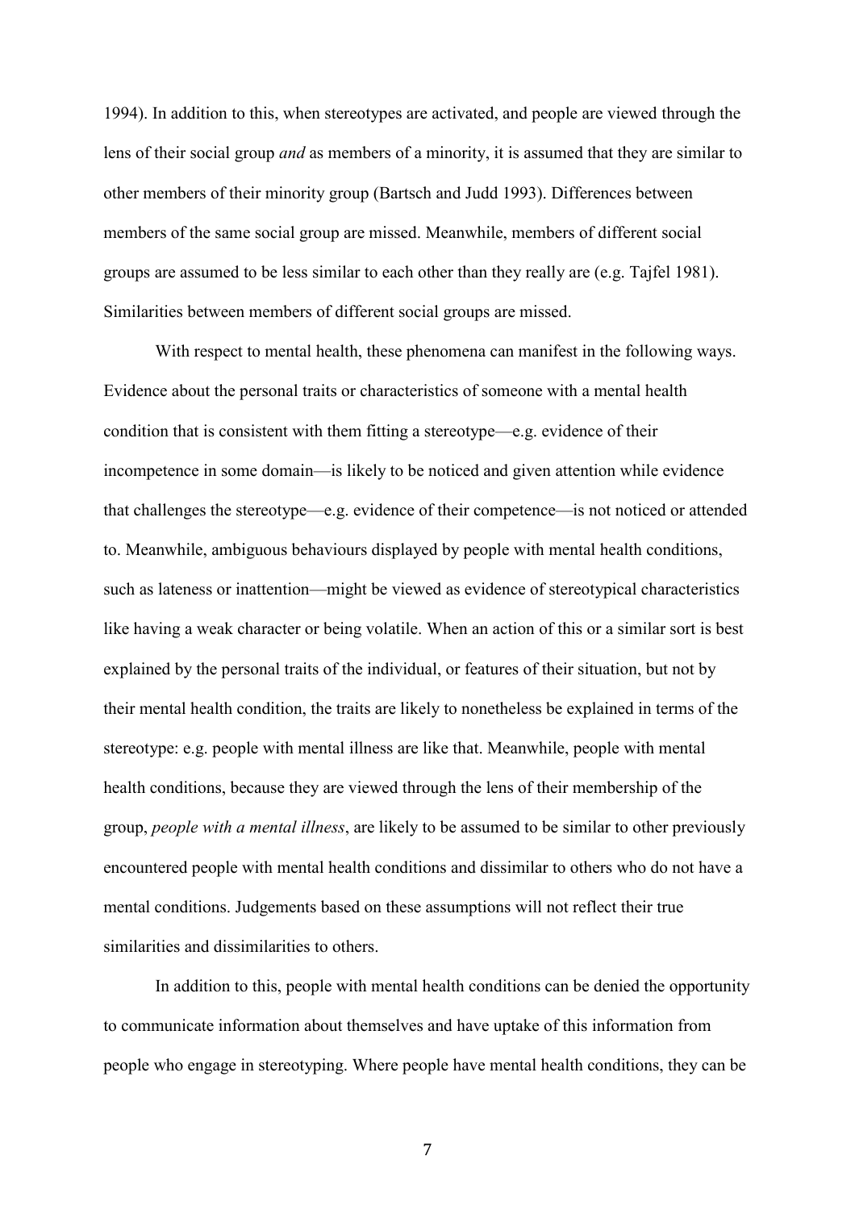1994). In addition to this, when stereotypes are activated, and people are viewed through the lens of their social group *and* as members of a minority, it is assumed that they are similar to other members of their minority group (Bartsch and Judd 1993). Differences between members of the same social group are missed. Meanwhile, members of different social groups are assumed to be less similar to each other than they really are (e.g. Tajfel 1981). Similarities between members of different social groups are missed.

With respect to mental health, these phenomena can manifest in the following ways. Evidence about the personal traits or characteristics of someone with a mental health condition that is consistent with them fitting a stereotype—e.g. evidence of their incompetence in some domain—is likely to be noticed and given attention while evidence that challenges the stereotype—e.g. evidence of their competence—is not noticed or attended to. Meanwhile, ambiguous behaviours displayed by people with mental health conditions, such as lateness or inattention—might be viewed as evidence of stereotypical characteristics like having a weak character or being volatile. When an action of this or a similar sort is best explained by the personal traits of the individual, or features of their situation, but not by their mental health condition, the traits are likely to nonetheless be explained in terms of the stereotype: e.g. people with mental illness are like that. Meanwhile, people with mental health conditions, because they are viewed through the lens of their membership of the group, *people with a mental illness*, are likely to be assumed to be similar to other previously encountered people with mental health conditions and dissimilar to others who do not have a mental conditions. Judgements based on these assumptions will not reflect their true similarities and dissimilarities to others.

In addition to this, people with mental health conditions can be denied the opportunity to communicate information about themselves and have uptake of this information from people who engage in stereotyping. Where people have mental health conditions, they can be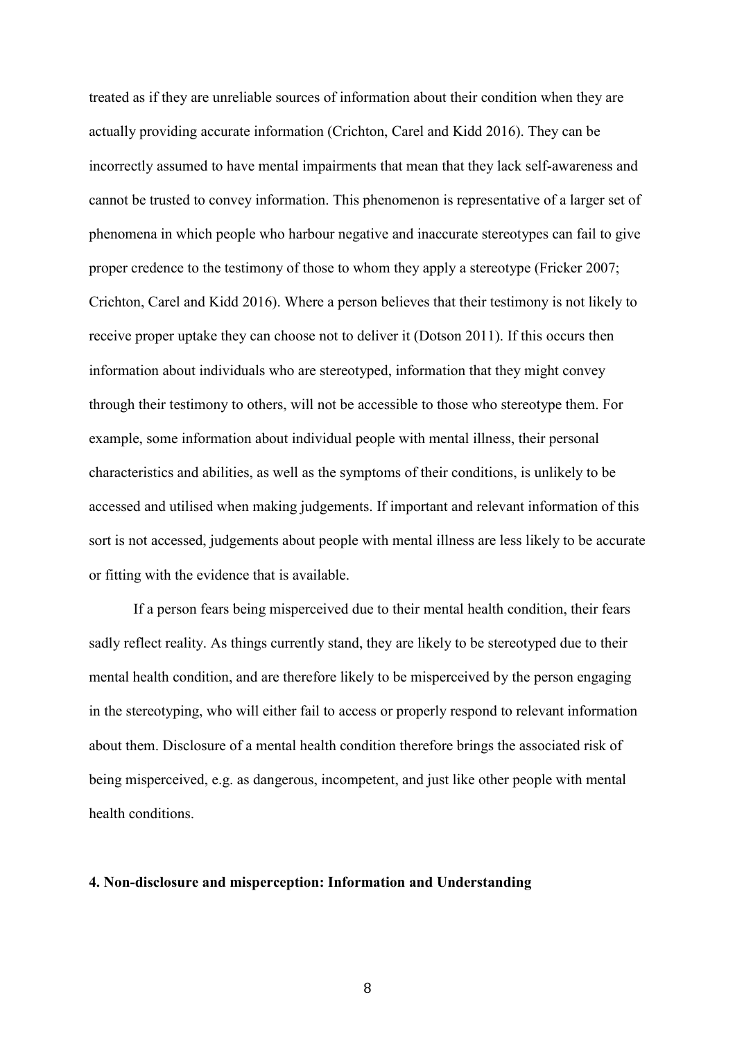treated as if they are unreliable sources of information about their condition when they are actually providing accurate information (Crichton, Carel and Kidd 2016). They can be incorrectly assumed to have mental impairments that mean that they lack self-awareness and cannot be trusted to convey information. This phenomenon is representative of a larger set of phenomena in which people who harbour negative and inaccurate stereotypes can fail to give proper credence to the testimony of those to whom they apply a stereotype (Fricker 2007; Crichton, Carel and Kidd 2016). Where a person believes that their testimony is not likely to receive proper uptake they can choose not to deliver it (Dotson 2011). If this occurs then information about individuals who are stereotyped, information that they might convey through their testimony to others, will not be accessible to those who stereotype them. For example, some information about individual people with mental illness, their personal characteristics and abilities, as well as the symptoms of their conditions, is unlikely to be accessed and utilised when making judgements. If important and relevant information of this sort is not accessed, judgements about people with mental illness are less likely to be accurate or fitting with the evidence that is available.

If a person fears being misperceived due to their mental health condition, their fears sadly reflect reality. As things currently stand, they are likely to be stereotyped due to their mental health condition, and are therefore likely to be misperceived by the person engaging in the stereotyping, who will either fail to access or properly respond to relevant information about them. Disclosure of a mental health condition therefore brings the associated risk of being misperceived, e.g. as dangerous, incompetent, and just like other people with mental health conditions.

## 4. Non-disclosure and misperception: Information and Understanding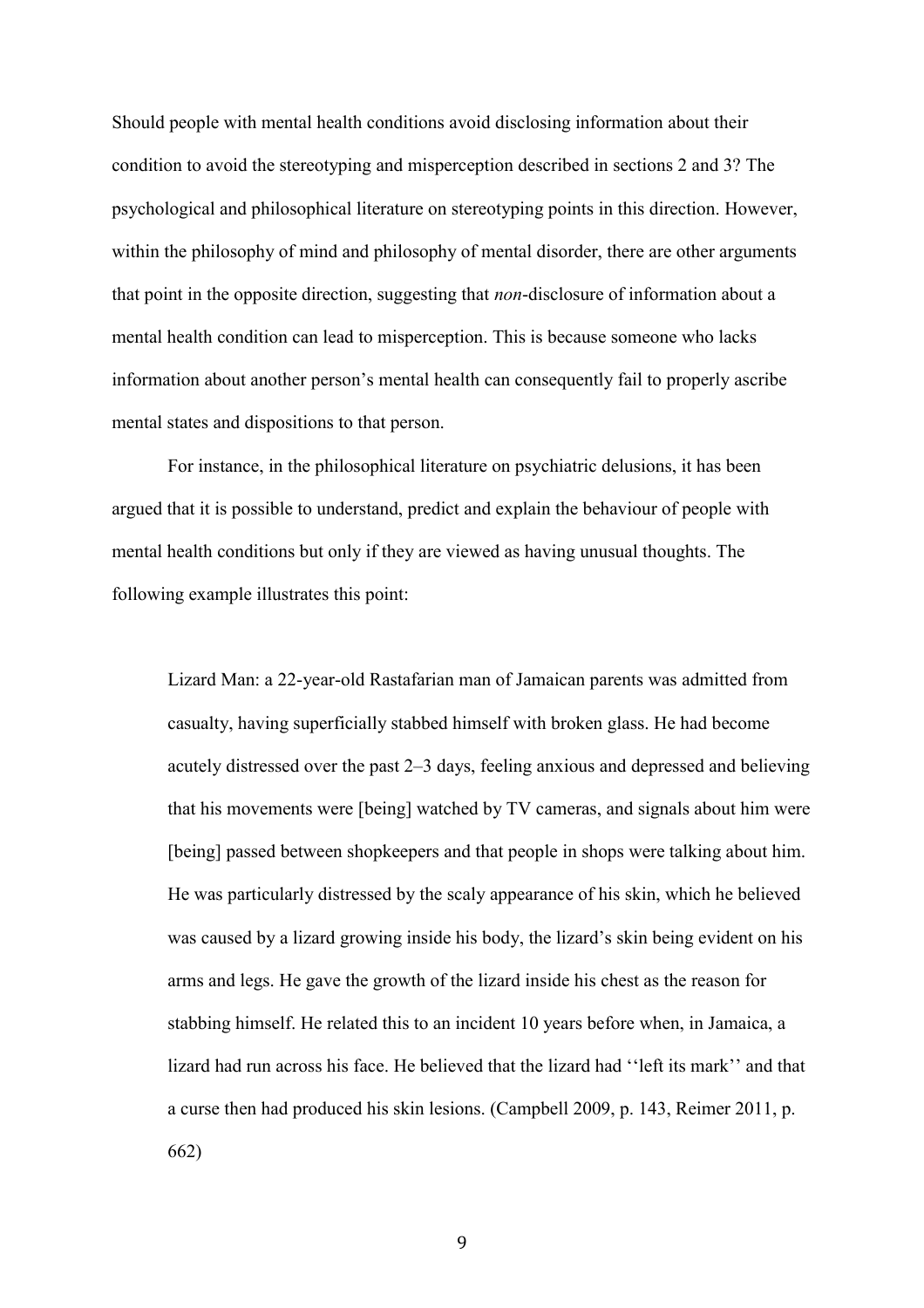Should people with mental health conditions avoid disclosing information about their condition to avoid the stereotyping and misperception described in sections 2 and 3? The psychological and philosophical literature on stereotyping points in this direction. However, within the philosophy of mind and philosophy of mental disorder, there are other arguments that point in the opposite direction, suggesting that *non*-disclosure of information about a mental health condition can lead to misperception. This is because someone who lacks information about another person's mental health can consequently fail to properly ascribe mental states and dispositions to that person.

For instance, in the philosophical literature on psychiatric delusions, it has been argued that it is possible to understand, predict and explain the behaviour of people with mental health conditions but only if they are viewed as having unusual thoughts. The following example illustrates this point:

> Lizard Man: a 22-year-old Rastafarian man of Jamaican parents was admitted from casualty, having superficially stabbed himself with broken glass. He had become acutely distressed over the past 2–3 days, feeling anxious and depressed and believing that his movements were [being] watched by TV cameras, and signals about him were [being] passed between shopkeepers and that people in shops were talking about him. He was particularly distressed by the scaly appearance of his skin, which he believed was caused by a lizard growing inside his body, the lizard's skin being evident on his arms and legs. He gave the growth of the lizard inside his chest as the reason for stabbing himself. He related this to an incident 10 years before when, in Jamaica, a lizard had run across his face. He believed that the lizard had ''left its mark'' and that a curse then had produced his skin lesions. (Campbell 2009, p. 143, Reimer 2011, p. 662)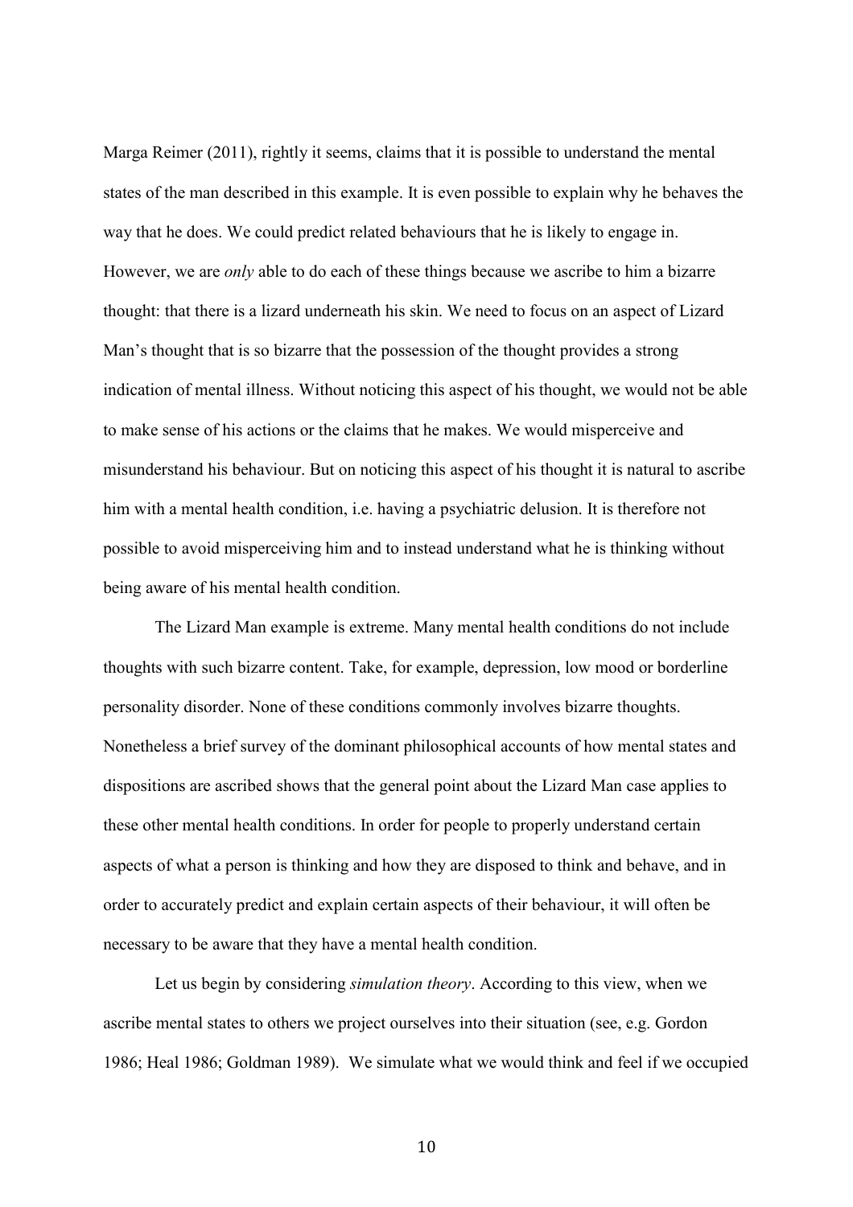Marga Reimer (2011), rightly it seems, claims that it is possible to understand the mental states of the man described in this example. It is even possible to explain why he behaves the way that he does. We could predict related behaviours that he is likely to engage in. However, we are *only* able to do each of these things because we ascribe to him a bizarre thought: that there is a lizard underneath his skin. We need to focus on an aspect of Lizard Man's thought that is so bizarre that the possession of the thought provides a strong indication of mental illness. Without noticing this aspect of his thought, we would not be able to make sense of his actions or the claims that he makes. We would misperceive and misunderstand his behaviour. But on noticing this aspect of his thought it is natural to ascribe him with a mental health condition, i.e. having a psychiatric delusion. It is therefore not possible to avoid misperceiving him and to instead understand what he is thinking without being aware of his mental health condition.

The Lizard Man example is extreme. Many mental health conditions do not include thoughts with such bizarre content. Take, for example, depression, low mood or borderline personality disorder. None of these conditions commonly involves bizarre thoughts. Nonetheless a brief survey of the dominant philosophical accounts of how mental states and dispositions are ascribed shows that the general point about the Lizard Man case applies to these other mental health conditions. In order for people to properly understand certain aspects of what a person is thinking and how they are disposed to think and behave, and in order to accurately predict and explain certain aspects of their behaviour, it will often be necessary to be aware that they have a mental health condition.

Let us begin by considering *simulation theory*. According to this view, when we ascribe mental states to others we project ourselves into their situation (see, e.g. Gordon 1986; Heal 1986; Goldman 1989). We simulate what we would think and feel if we occupied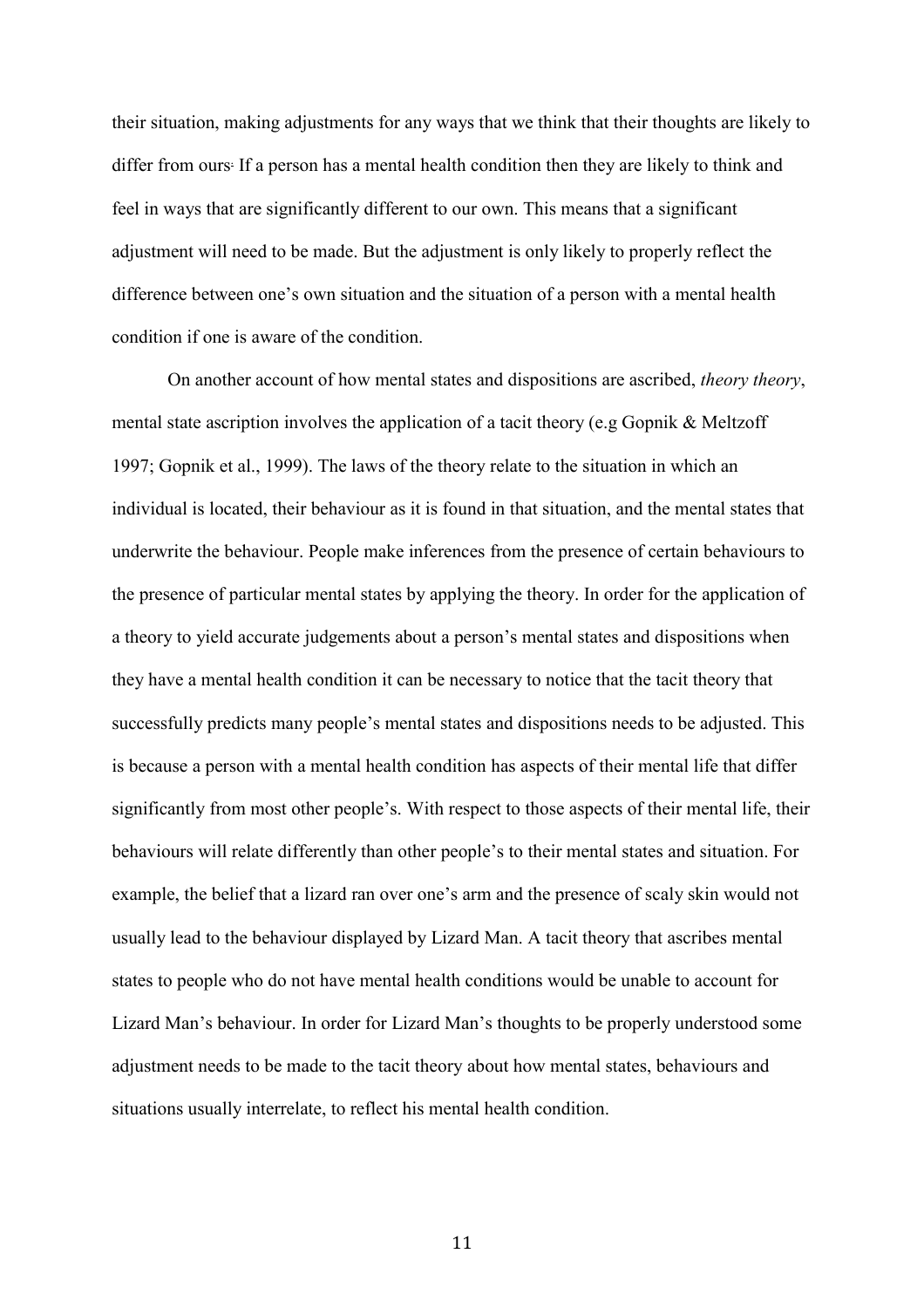their situation, making adjustments for any ways that we think that their thoughts are likely to differ from ours. If a person has a mental health condition then they are likely to think and feel in ways that are significantly different to our own. This means that a significant adjustment will need to be made. But the adjustment is only likely to properly reflect the difference between one's own situation and the situation of a person with a mental health condition if one is aware of the condition.

On another account of how mental states and dispositions are ascribed, *theory theory*, mental state ascription involves the application of a tacit theory (e.g Gopnik & Meltzoff 1997; Gopnik et al., 1999). The laws of the theory relate to the situation in which an individual is located, their behaviour as it is found in that situation, and the mental states that underwrite the behaviour. People make inferences from the presence of certain behaviours to the presence of particular mental states by applying the theory. In order for the application of a theory to yield accurate judgements about a person's mental states and dispositions when they have a mental health condition it can be necessary to notice that the tacit theory that successfully predicts many people's mental states and dispositions needs to be adjusted. This is because a person with a mental health condition has aspects of their mental life that differ significantly from most other people's. With respect to those aspects of their mental life, their behaviours will relate differently than other people's to their mental states and situation. For example, the belief that a lizard ran over one's arm and the presence of scaly skin would not usually lead to the behaviour displayed by Lizard Man. A tacit theory that ascribes mental states to people who do not have mental health conditions would be unable to account for Lizard Man's behaviour. In order for Lizard Man's thoughts to be properly understood some adjustment needs to be made to the tacit theory about how mental states, behaviours and situations usually interrelate, to reflect his mental health condition.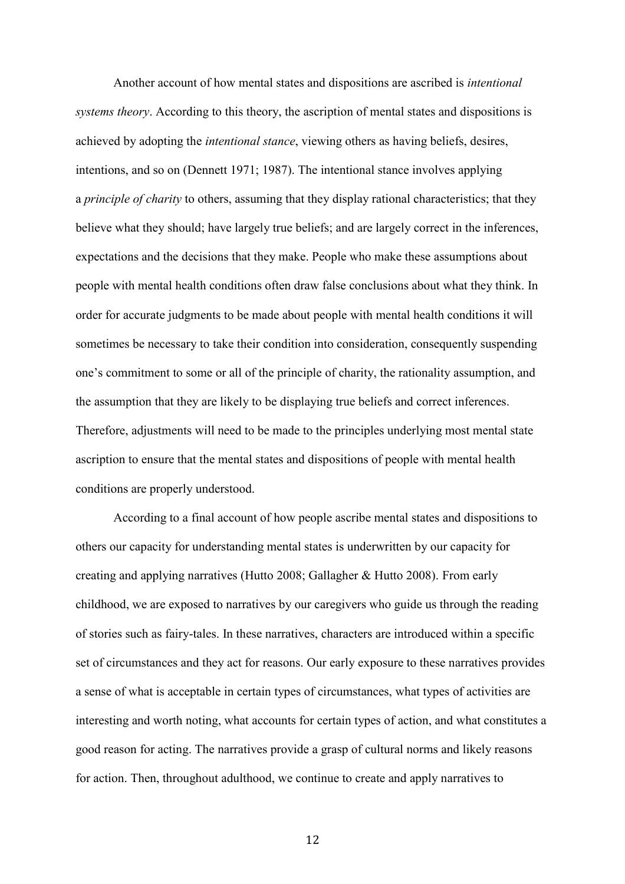Another account of how mental states and dispositions are ascribed is *intentional systems theory*. According to this theory, the ascription of mental states and dispositions is achieved by adopting the *intentional stance*, viewing others as having beliefs, desires, intentions, and so on (Dennett 1971; 1987). The intentional stance involves applying a *principle of charity* to others, assuming that they display rational characteristics; that they believe what they should; have largely true beliefs; and are largely correct in the inferences, expectations and the decisions that they make. People who make these assumptions about people with mental health conditions often draw false conclusions about what they think. In order for accurate judgments to be made about people with mental health conditions it will sometimes be necessary to take their condition into consideration, consequently suspending one's commitment to some or all of the principle of charity, the rationality assumption, and the assumption that they are likely to be displaying true beliefs and correct inferences. Therefore, adjustments will need to be made to the principles underlying most mental state ascription to ensure that the mental states and dispositions of people with mental health conditions are properly understood.

According to a final account of how people ascribe mental states and dispositions to others our capacity for understanding mental states is underwritten by our capacity for creating and applying narratives (Hutto 2008; Gallagher & Hutto 2008). From early childhood, we are exposed to narratives by our caregivers who guide us through the reading of stories such as fairy-tales. In these narratives, characters are introduced within a specific set of circumstances and they act for reasons. Our early exposure to these narratives provides a sense of what is acceptable in certain types of circumstances, what types of activities are interesting and worth noting, what accounts for certain types of action, and what constitutes a good reason for acting. The narratives provide a grasp of cultural norms and likely reasons for action. Then, throughout adulthood, we continue to create and apply narratives to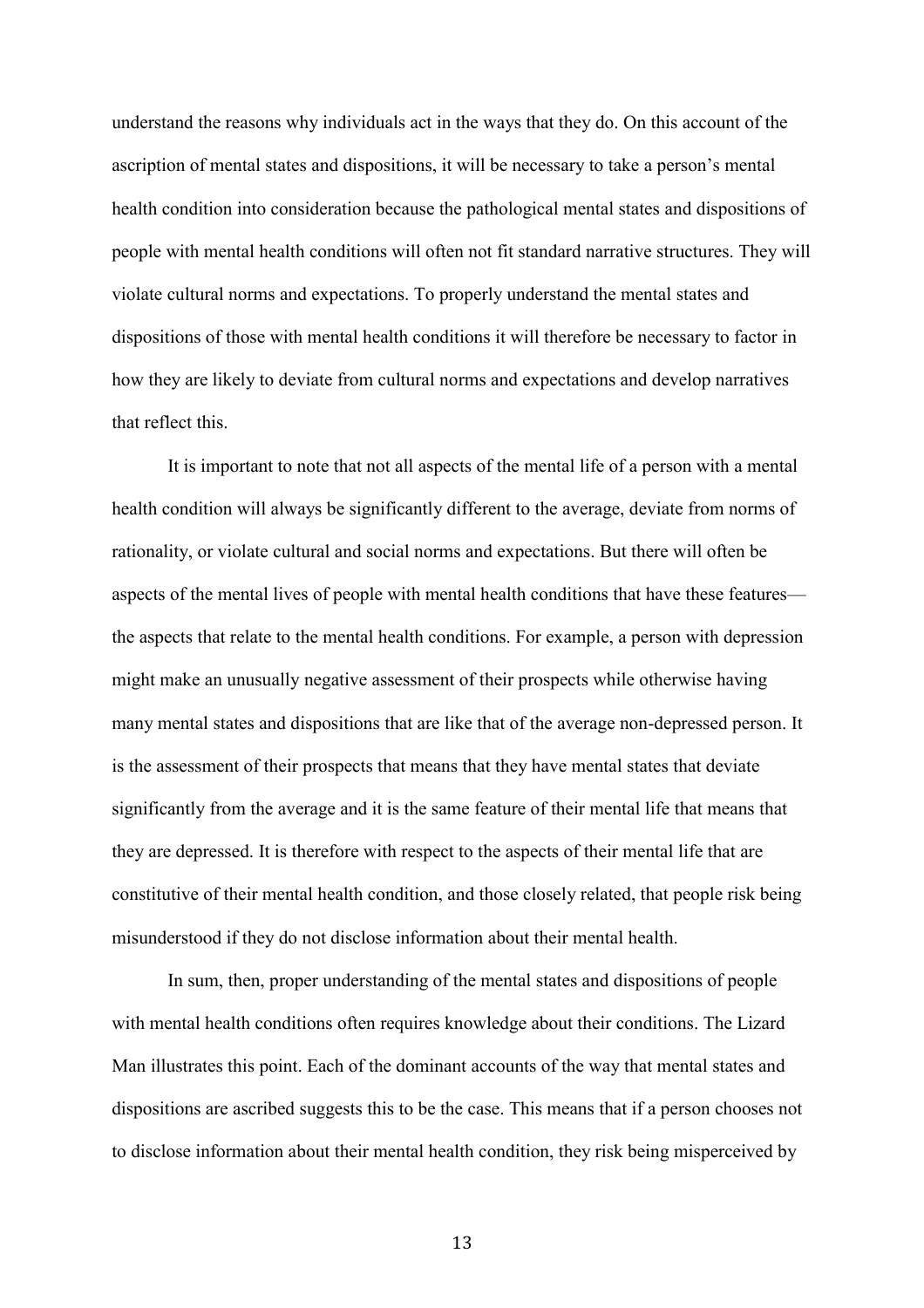understand the reasons why individuals act in the ways that they do. On this account of the ascription of mental states and dispositions, it will be necessary to take a person's mental health condition into consideration because the pathological mental states and dispositions of people with mental health conditions will often not fit standard narrative structures. They will violate cultural norms and expectations. To properly understand the mental states and dispositions of those with mental health conditions it will therefore be necessary to factor in how they are likely to deviate from cultural norms and expectations and develop narratives that reflect this.

It is important to note that not all aspects of the mental life of a person with a mental health condition will always be significantly different to the average, deviate from norms of rationality, or violate cultural and social norms and expectations. But there will often be aspects of the mental lives of people with mental health conditions that have these features—the aspects that relate to the mental health conditions. For example, a person with depression might make an unusually negative assessment of their prospects while otherwise having many mental states and dispositions that are like that of the average non-depressed person. It is the assessment of their prospects that means that they have mental states that deviate significantly from the average and it is the same feature of their mental life that means that they are depressed. It is therefore with respect to the aspects of their mental life that are constitutive of their mental health condition, and those closely related, that people risk being misunderstood if they do not disclose information about their mental health.

In sum, then, proper understanding of the mental states and dispositions of people with mental health conditions often requires knowledge about their conditions. The Lizard Man illustrates this point. Each of the dominant accounts of the way that mental states and dispositions are ascribed suggests this to be the case. This means that if a person chooses not to disclose information about their mental health condition, they risk being misperceived by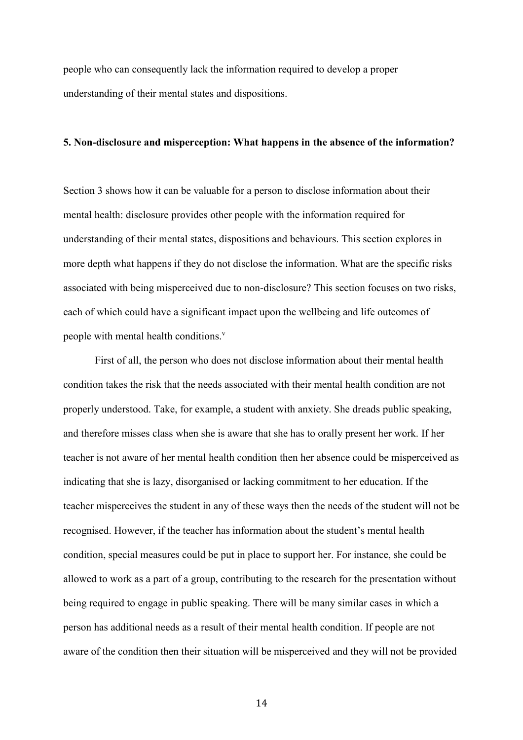people who can consequently lack the information required to develop a proper understanding of their mental states and dispositions.

## 5. Non-disclosure and misperception: What happens in the absence of the information?

Section 3 shows how it can be valuable for a person to disclose information about their mental health: disclosure provides other people with the information required for understanding of their mental states, dispositions and behaviours. This section explores in more depth what happens if they do not disclose the information. What are the specific risks associated with being misperceived due to non-disclosure? This section focuses on two risks, each of which could have a significant impact upon the wellbeing and life outcomes of people with mental health conditions.[v]

First of all, the person who does not disclose information about their mental health condition takes the risk that the needs associated with their mental health condition are not properly understood. Take, for example, a student with anxiety. She dreads public speaking, and therefore misses class when she is aware that she has to orally present her work. If her teacher is not aware of her mental health condition then her absence could be misperceived as indicating that she is lazy, disorganised or lacking commitment to her education. If the teacher misperceives the student in any of these ways then the needs of the student will not be recognised. However, if the teacher has information about the student's mental health condition, special measures could be put in place to support her. For instance, she could be allowed to work as a part of a group, contributing to the research for the presentation without being required to engage in public speaking. There will be many similar cases in which a person has additional needs as a result of their mental health condition. If people are not aware of the condition then their situation will be misperceived and they will not be provided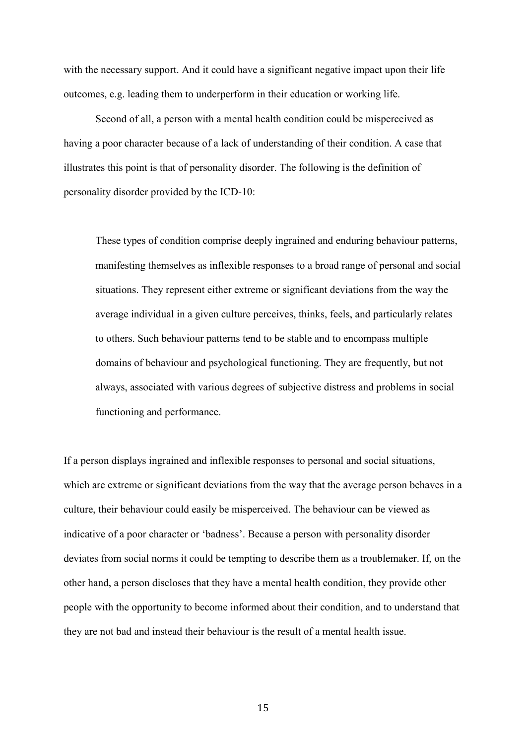with the necessary support. And it could have a significant negative impact upon their life outcomes, e.g. leading them to underperform in their education or working life.

Second of all, a person with a mental health condition could be misperceived as having a poor character because of a lack of understanding of their condition. A case that illustrates this point is that of personality disorder. The following is the definition of personality disorder provided by the ICD-10:

> These types of condition comprise deeply ingrained and enduring behaviour patterns, manifesting themselves as inflexible responses to a broad range of personal and social situations. They represent either extreme or significant deviations from the way the average individual in a given culture perceives, thinks, feels, and particularly relates to others. Such behaviour patterns tend to be stable and to encompass multiple domains of behaviour and psychological functioning. They are frequently, but not always, associated with various degrees of subjective distress and problems in social functioning and performance.

If a person displays ingrained and inflexible responses to personal and social situations, which are extreme or significant deviations from the way that the average person behaves in a culture, their behaviour could easily be misperceived. The behaviour can be viewed as indicative of a poor character or 'badness'. Because a person with personality disorder deviates from social norms it could be tempting to describe them as a troublemaker. If, on the other hand, a person discloses that they have a mental health condition, they provide other people with the opportunity to become informed about their condition, and to understand that they are not bad and instead their behaviour is the result of a mental health issue.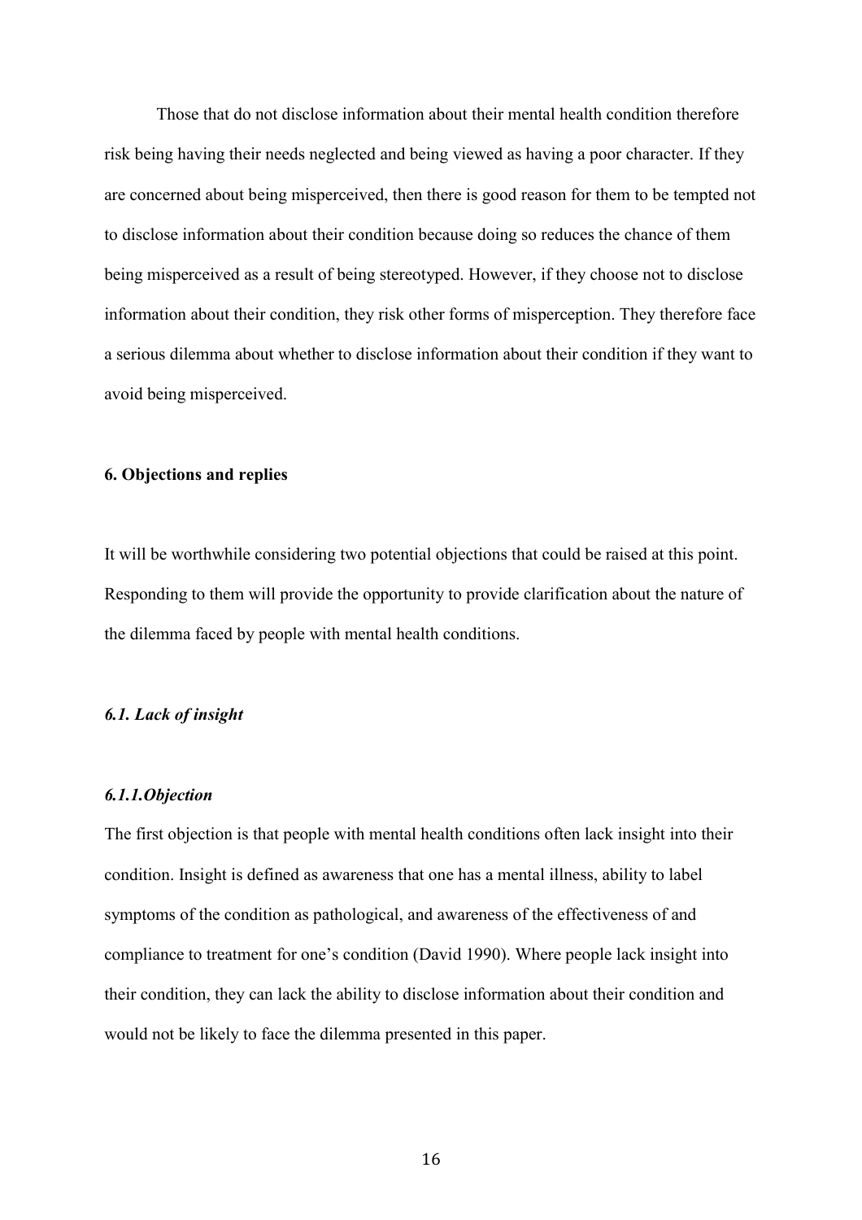Those that do not disclose information about their mental health condition therefore risk being having their needs neglected and being viewed as having a poor character. If they are concerned about being misperceived, then there is good reason for them to be tempted not to disclose information about their condition because doing so reduces the chance of them being misperceived as a result of being stereotyped. However, if they choose not to disclose information about their condition, they risk other forms of misperception. They therefore face a serious dilemma about whether to disclose information about their condition if they want to avoid being misperceived.

## 6. Objections and replies

It will be worthwhile considering two potential objections that could be raised at this point. Responding to them will provide the opportunity to provide clarification about the nature of the dilemma faced by people with mental health conditions.

### *6.1. Lack of insight*

#### *6.1.1.Objection*

The first objection is that people with mental health conditions often lack insight into their condition. Insight is defined as awareness that one has a mental illness, ability to label symptoms of the condition as pathological, and awareness of the effectiveness of and compliance to treatment for one's condition (David 1990). Where people lack insight into their condition, they can lack the ability to disclose information about their condition and would not be likely to face the dilemma presented in this paper.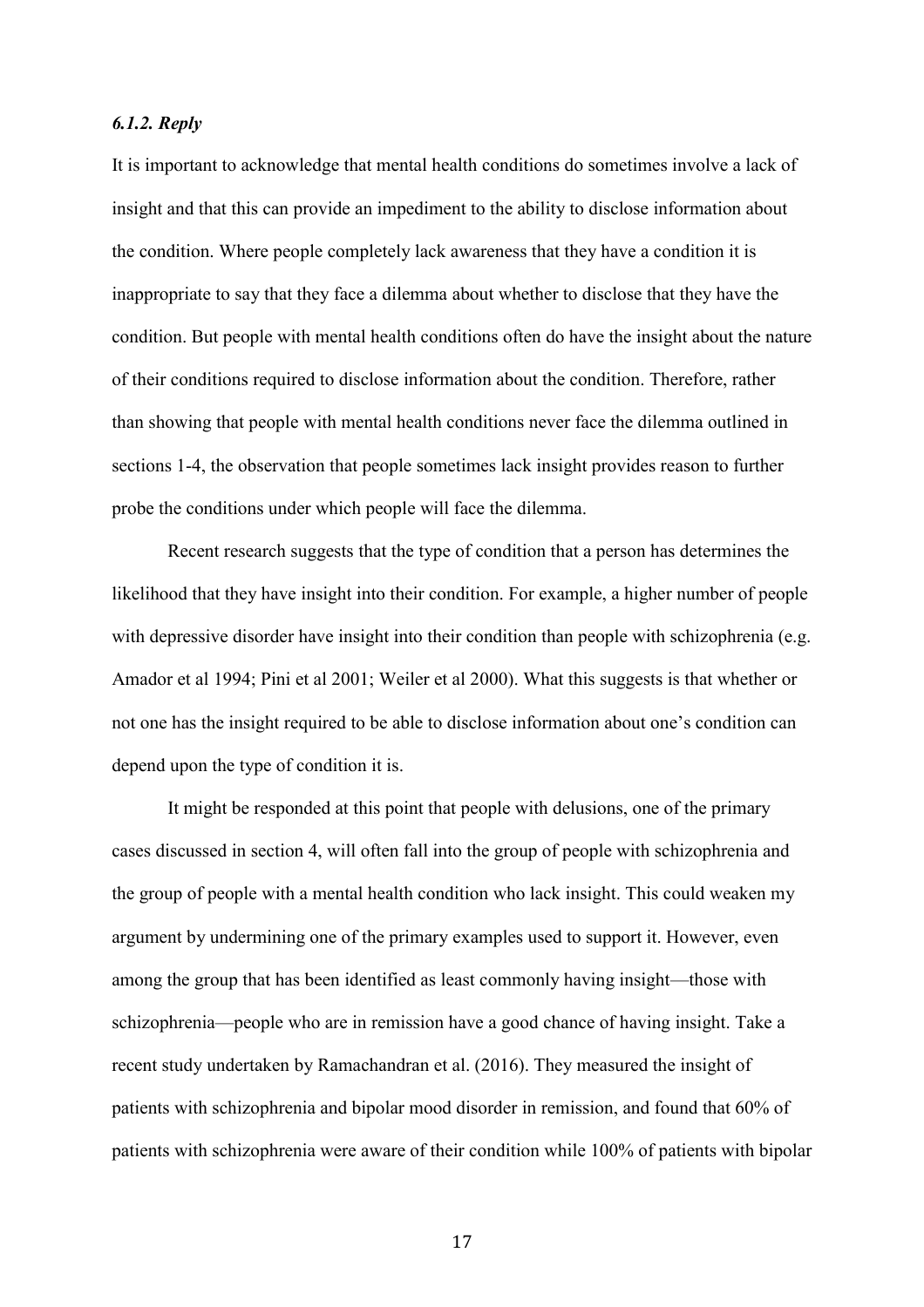### *6.1.2. Reply*

It is important to acknowledge that mental health conditions do sometimes involve a lack of insight and that this can provide an impediment to the ability to disclose information about the condition. Where people completely lack awareness that they have a condition it is inappropriate to say that they face a dilemma about whether to disclose that they have the condition. But people with mental health conditions often do have the insight about the nature of their conditions required to disclose information about the condition. Therefore, rather than showing that people with mental health conditions never face the dilemma outlined in sections 1-4, the observation that people sometimes lack insight provides reason to further probe the conditions under which people will face the dilemma.

Recent research suggests that the type of condition that a person has determines the likelihood that they have insight into their condition. For example, a higher number of people with depressive disorder have insight into their condition than people with schizophrenia (e.g. Amador et al 1994; Pini et al 2001; Weiler et al 2000). What this suggests is that whether or not one has the insight required to be able to disclose information about one's condition can depend upon the type of condition it is.

It might be responded at this point that people with delusions, one of the primary cases discussed in section 4, will often fall into the group of people with schizophrenia and the group of people with a mental health condition who lack insight. This could weaken my argument by undermining one of the primary examples used to support it. However, even among the group that has been identified as least commonly having insight—those with schizophrenia—people who are in remission have a good chance of having insight. Take a recent study undertaken by Ramachandran et al. (2016). They measured the insight of patients with schizophrenia and bipolar mood disorder in remission, and found that 60% of patients with schizophrenia were aware of their condition while 100% of patients with bipolar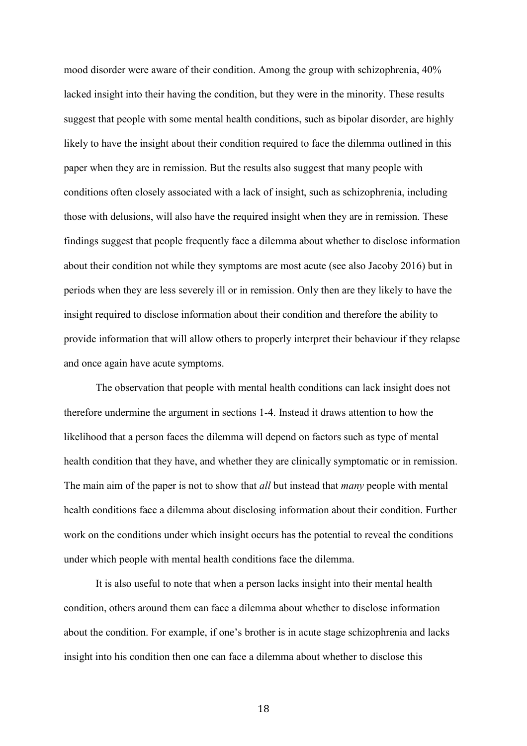mood disorder were aware of their condition. Among the group with schizophrenia, 40% lacked insight into their having the condition, but they were in the minority. These results suggest that people with some mental health conditions, such as bipolar disorder, are highly likely to have the insight about their condition required to face the dilemma outlined in this paper when they are in remission. But the results also suggest that many people with conditions often closely associated with a lack of insight, such as schizophrenia, including those with delusions, will also have the required insight when they are in remission. These findings suggest that people frequently face a dilemma about whether to disclose information about their condition not while they symptoms are most acute (see also Jacoby 2016) but in periods when they are less severely ill or in remission. Only then are they likely to have the insight required to disclose information about their condition and therefore the ability to provide information that will allow others to properly interpret their behaviour if they relapse and once again have acute symptoms.

The observation that people with mental health conditions can lack insight does not therefore undermine the argument in sections 1-4. Instead it draws attention to how the likelihood that a person faces the dilemma will depend on factors such as type of mental health condition that they have, and whether they are clinically symptomatic or in remission. The main aim of the paper is not to show that *all* but instead that *many* people with mental health conditions face a dilemma about disclosing information about their condition. Further work on the conditions under which insight occurs has the potential to reveal the conditions under which people with mental health conditions face the dilemma.

It is also useful to note that when a person lacks insight into their mental health condition, others around them can face a dilemma about whether to disclose information about the condition. For example, if one's brother is in acute stage schizophrenia and lacks insight into his condition then one can face a dilemma about whether to disclose this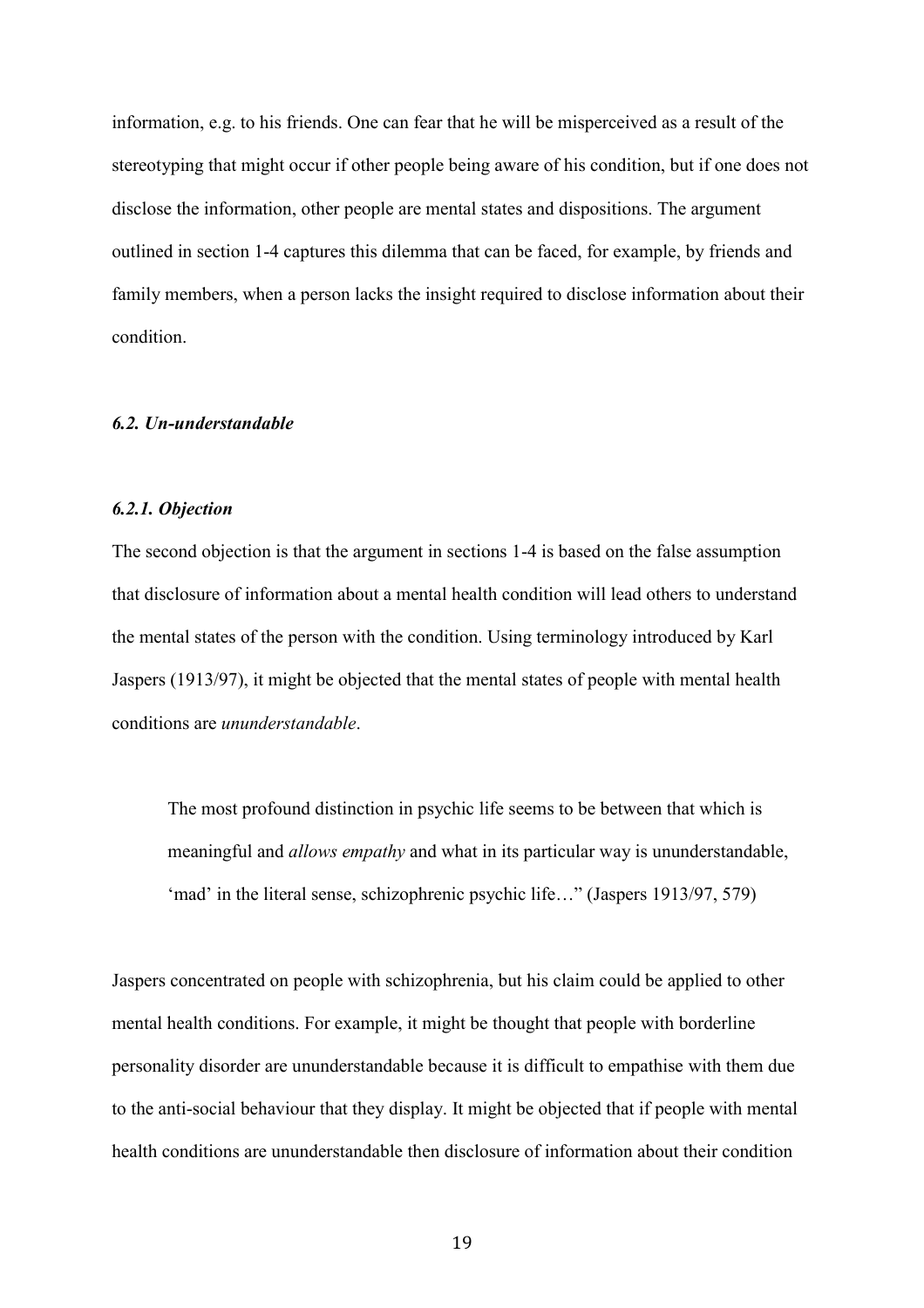information, e.g. to his friends. One can fear that he will be misperceived as a result of the stereotyping that might occur if other people being aware of his condition, but if one does not disclose the information, other people are mental states and dispositions. The argument outlined in section 1-4 captures this dilemma that can be faced, for example, by friends and family members, when a person lacks the insight required to disclose information about their condition.

### *6.2. Un-understandable*

#### *6.2.1. Objection*

The second objection is that the argument in sections 1-4 is based on the false assumption that disclosure of information about a mental health condition will lead others to understand the mental states of the person with the condition. Using terminology introduced by Karl Jaspers (1913/97), it might be objected that the mental states of people with mental health conditions are *ununderstandable*.

> The most profound distinction in psychic life seems to be between that which is meaningful and *allows empathy* and what in its particular way is ununderstandable, 'mad' in the literal sense, schizophrenic psychic life…" (Jaspers 1913/97, 579)

Jaspers concentrated on people with schizophrenia, but his claim could be applied to other mental health conditions. For example, it might be thought that people with borderline personality disorder are ununderstandable because it is difficult to empathise with them due to the anti-social behaviour that they display. It might be objected that if people with mental health conditions are ununderstandable then disclosure of information about their condition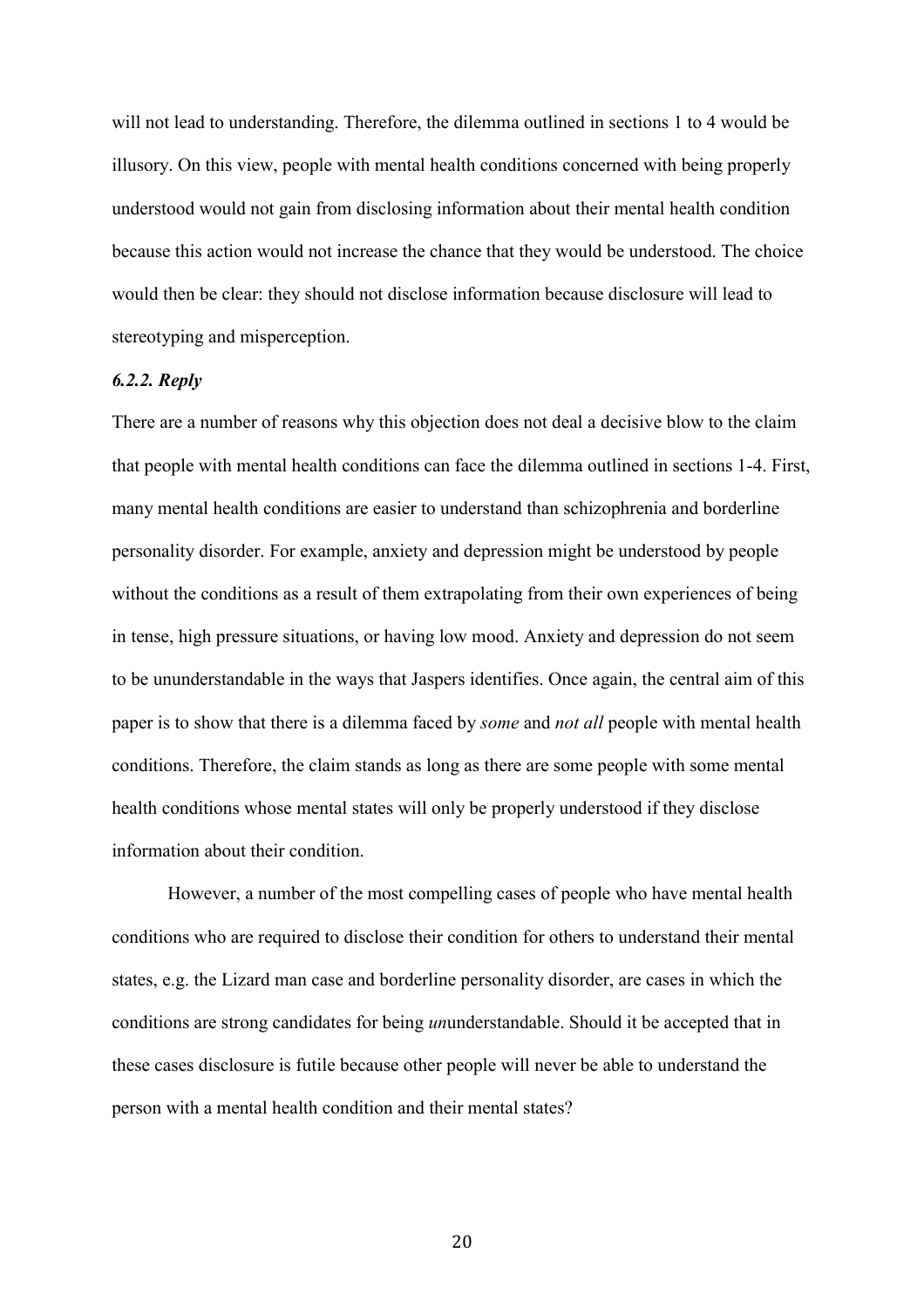will not lead to understanding. Therefore, the dilemma outlined in sections 1 to 4 would be illusory. On this view, people with mental health conditions concerned with being properly understood would not gain from disclosing information about their mental health condition because this action would not increase the chance that they would be understood. The choice would then be clear: they should not disclose information because disclosure will lead to stereotyping and misperception.

#### *6.2.2. Reply*

There are a number of reasons why this objection does not deal a decisive blow to the claim that people with mental health conditions can face the dilemma outlined in sections 1-4. First, many mental health conditions are easier to understand than schizophrenia and borderline personality disorder. For example, anxiety and depression might be understood by people without the conditions as a result of them extrapolating from their own experiences of being in tense, high pressure situations, or having low mood. Anxiety and depression do not seem to be ununderstandable in the ways that Jaspers identifies. Once again, the central aim of this paper is to show that there is a dilemma faced by *some* and *not all* people with mental health conditions. Therefore, the claim stands as long as there are some people with some mental health conditions whose mental states will only be properly understood if they disclose information about their condition.

However, a number of the most compelling cases of people who have mental health conditions who are required to disclose their condition for others to understand their mental states, e.g. the Lizard man case and borderline personality disorder, are cases in which the conditions are strong candidates for being *un*understandable. Should it be accepted that in these cases disclosure is futile because other people will never be able to understand the person with a mental health condition and their mental states?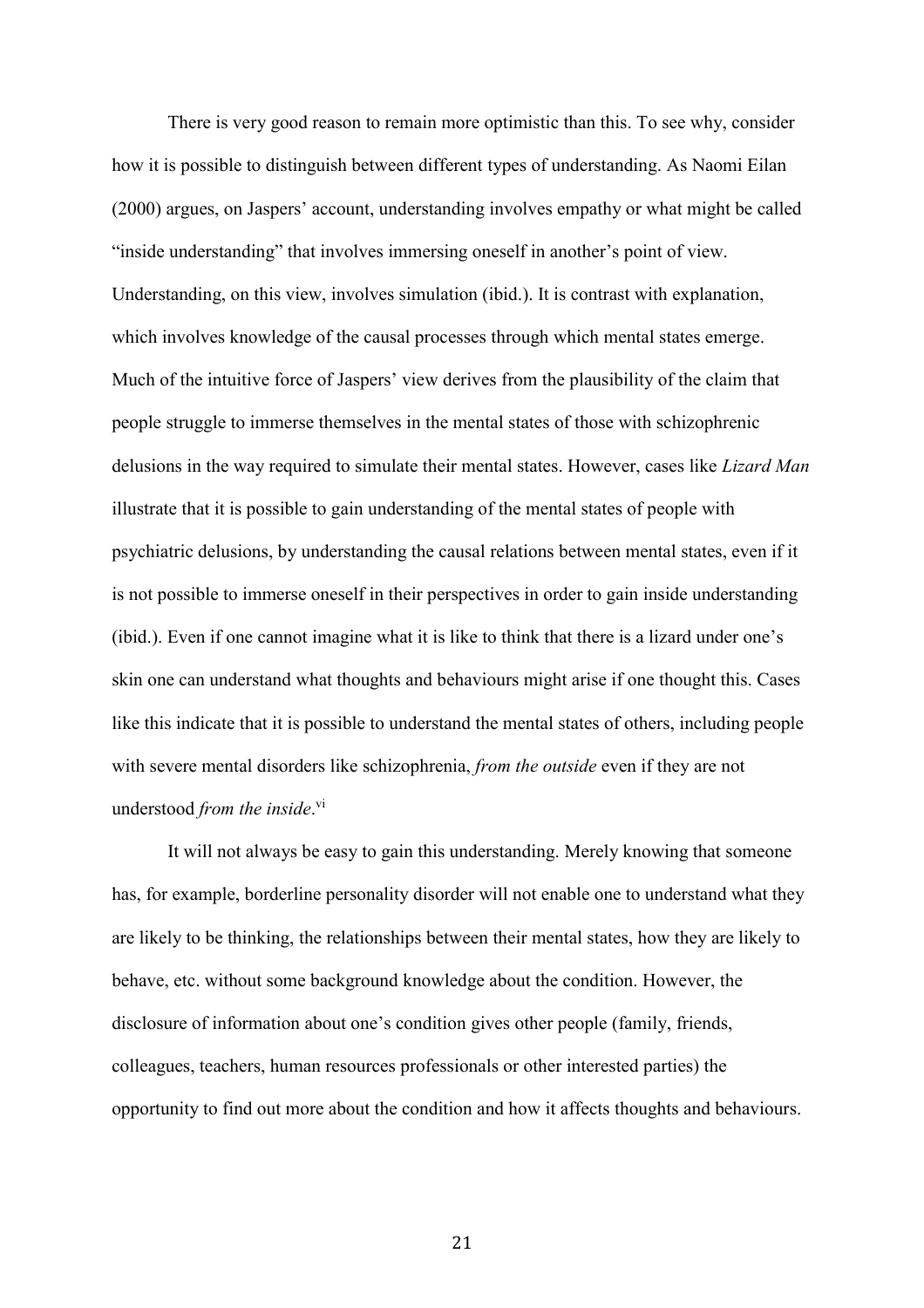There is very good reason to remain more optimistic than this. To see why, consider how it is possible to distinguish between different types of understanding. As Naomi Eilan (2000) argues, on Jaspers' account, understanding involves empathy or what might be called "inside understanding" that involves immersing oneself in another's point of view. Understanding, on this view, involves simulation (ibid.). It is contrast with explanation, which involves knowledge of the causal processes through which mental states emerge. Much of the intuitive force of Jaspers' view derives from the plausibility of the claim that people struggle to immerse themselves in the mental states of those with schizophrenic delusions in the way required to simulate their mental states. However, cases like *Lizard Man* illustrate that it is possible to gain understanding of the mental states of people with psychiatric delusions, by understanding the causal relations between mental states, even if it is not possible to immerse oneself in their perspectives in order to gain inside understanding (ibid.). Even if one cannot imagine what it is like to think that there is a lizard under one's skin one can understand what thoughts and behaviours might arise if one thought this. Cases like this indicate that it is possible to understand the mental states of others, including people with severe mental disorders like schizophrenia, *from the outside* even if they are not understood *from the inside*.[vi]

It will not always be easy to gain this understanding. Merely knowing that someone has, for example, borderline personality disorder will not enable one to understand what they are likely to be thinking, the relationships between their mental states, how they are likely to behave, etc. without some background knowledge about the condition. However, the disclosure of information about one's condition gives other people (family, friends, colleagues, teachers, human resources professionals or other interested parties) the opportunity to find out more about the condition and how it affects thoughts and behaviours.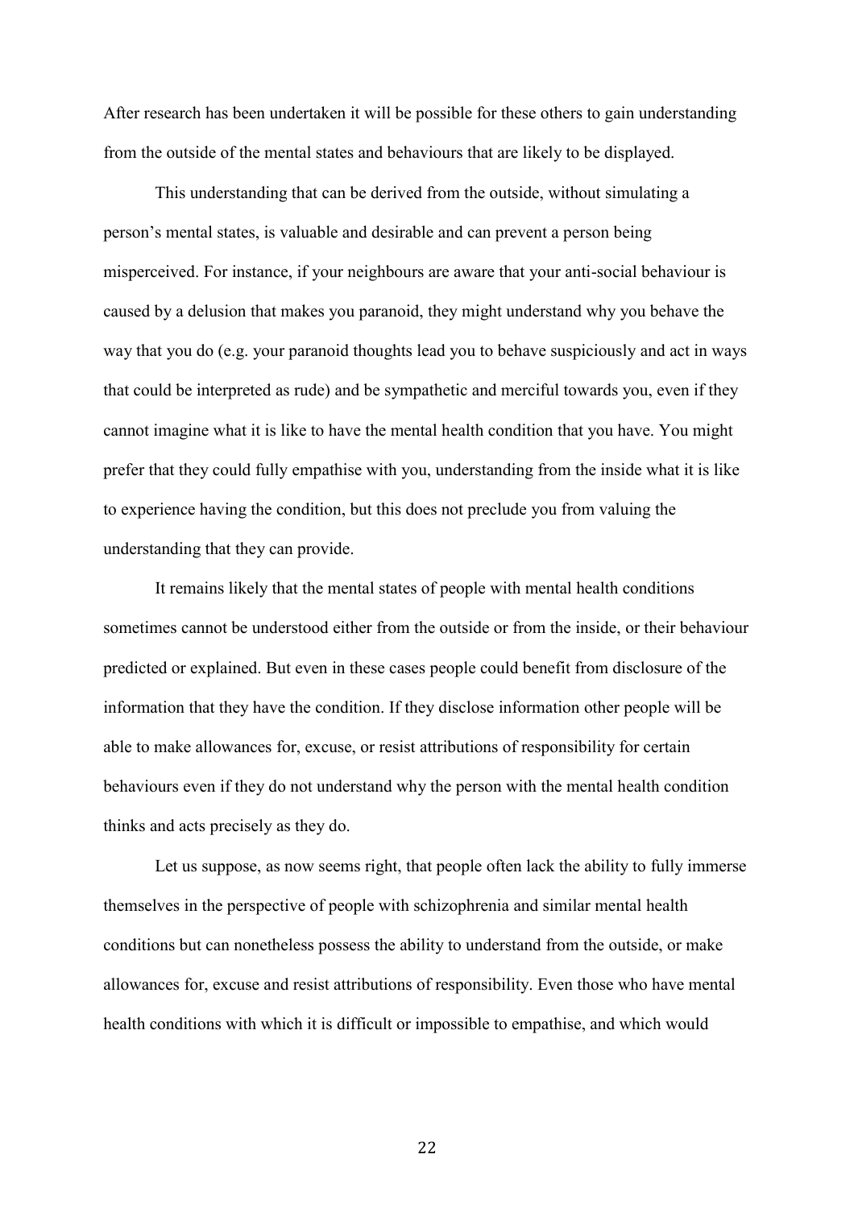After research has been undertaken it will be possible for these others to gain understanding from the outside of the mental states and behaviours that are likely to be displayed.

This understanding that can be derived from the outside, without simulating a person's mental states, is valuable and desirable and can prevent a person being misperceived. For instance, if your neighbours are aware that your anti-social behaviour is caused by a delusion that makes you paranoid, they might understand why you behave the way that you do (e.g. your paranoid thoughts lead you to behave suspiciously and act in ways that could be interpreted as rude) and be sympathetic and merciful towards you, even if they cannot imagine what it is like to have the mental health condition that you have. You might prefer that they could fully empathise with you, understanding from the inside what it is like to experience having the condition, but this does not preclude you from valuing the understanding that they can provide.

It remains likely that the mental states of people with mental health conditions sometimes cannot be understood either from the outside or from the inside, or their behaviour predicted or explained. But even in these cases people could benefit from disclosure of the information that they have the condition. If they disclose information other people will be able to make allowances for, excuse, or resist attributions of responsibility for certain behaviours even if they do not understand why the person with the mental health condition thinks and acts precisely as they do.

Let us suppose, as now seems right, that people often lack the ability to fully immerse themselves in the perspective of people with schizophrenia and similar mental health conditions but can nonetheless possess the ability to understand from the outside, or make allowances for, excuse and resist attributions of responsibility. Even those who have mental health conditions with which it is difficult or impossible to empathise, and which would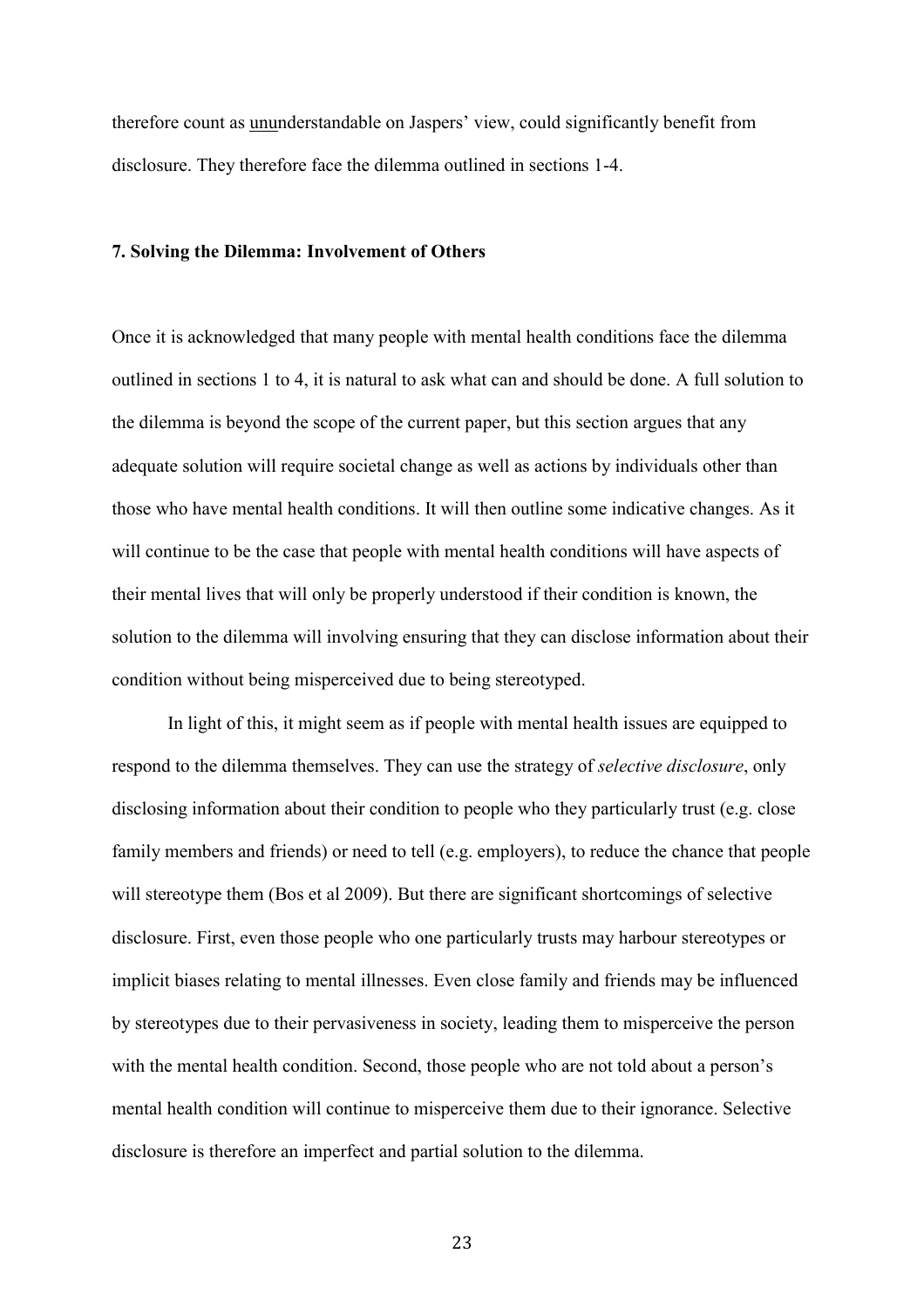therefore count as ununderstandable on Jaspers' view, could significantly benefit from disclosure. They therefore face the dilemma outlined in sections 1-4.

## 7. Solving the Dilemma: Involvement of Others

Once it is acknowledged that many people with mental health conditions face the dilemma outlined in sections 1 to 4, it is natural to ask what can and should be done. A full solution to the dilemma is beyond the scope of the current paper, but this section argues that any adequate solution will require societal change as well as actions by individuals other than those who have mental health conditions. It will then outline some indicative changes. As it will continue to be the case that people with mental health conditions will have aspects of their mental lives that will only be properly understood if their condition is known, the solution to the dilemma will involving ensuring that they can disclose information about their condition without being misperceived due to being stereotyped.

In light of this, it might seem as if people with mental health issues are equipped to respond to the dilemma themselves. They can use the strategy of *selective disclosure*, only disclosing information about their condition to people who they particularly trust (e.g. close family members and friends) or need to tell (e.g. employers), to reduce the chance that people will stereotype them (Bos et al 2009). But there are significant shortcomings of selective disclosure. First, even those people who one particularly trusts may harbour stereotypes or implicit biases relating to mental illnesses. Even close family and friends may be influenced by stereotypes due to their pervasiveness in society, leading them to misperceive the person with the mental health condition. Second, those people who are not told about a person's mental health condition will continue to misperceive them due to their ignorance. Selective disclosure is therefore an imperfect and partial solution to the dilemma.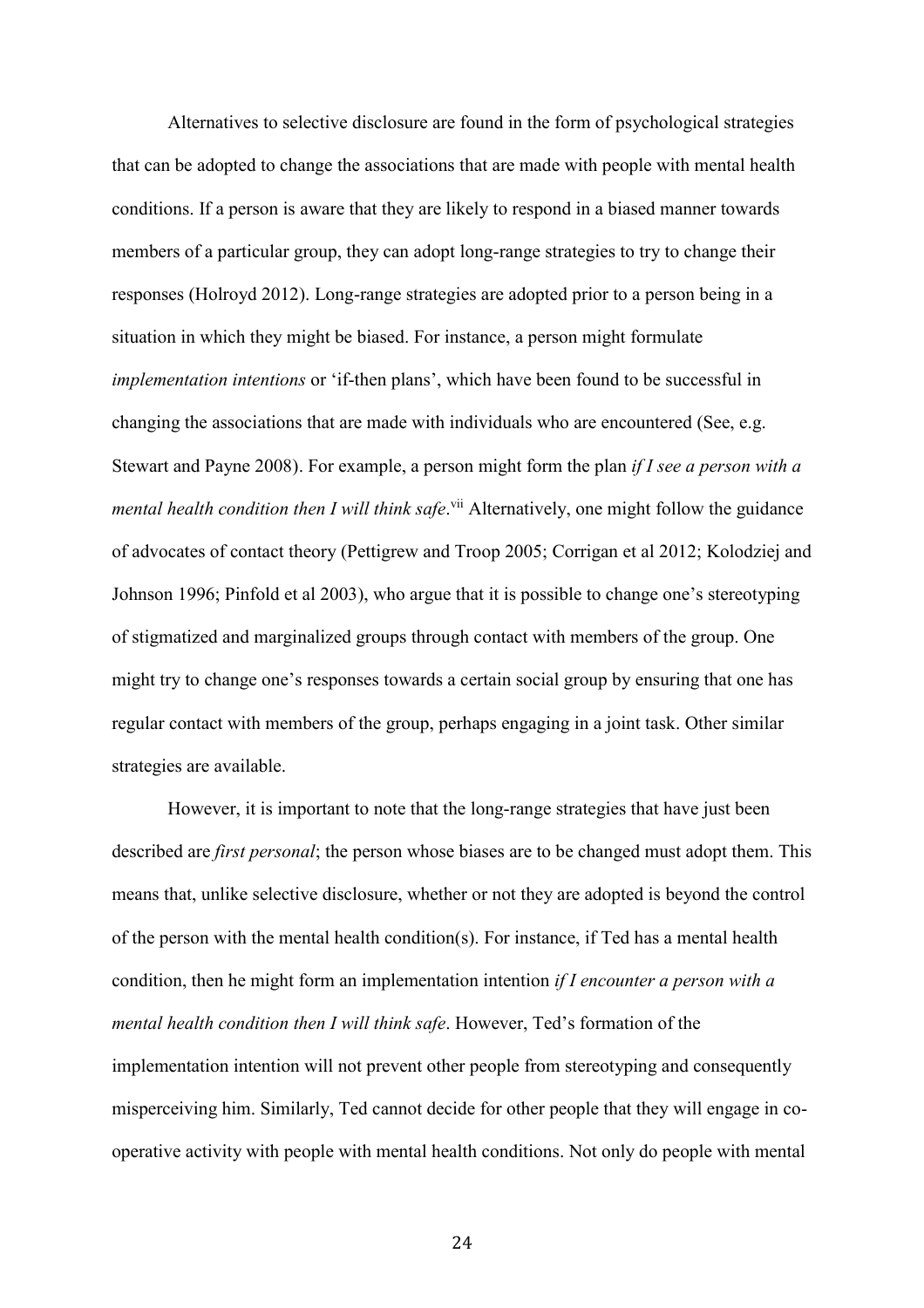Alternatives to selective disclosure are found in the form of psychological strategies that can be adopted to change the associations that are made with people with mental health conditions. If a person is aware that they are likely to respond in a biased manner towards members of a particular group, they can adopt long-range strategies to try to change their responses (Holroyd 2012). Long-range strategies are adopted prior to a person being in a situation in which they might be biased. For instance, a person might formulate *implementation intentions* or 'if-then plans', which have been found to be successful in changing the associations that are made with individuals who are encountered (See, e.g. Stewart and Payne 2008). For example, a person might form the plan *if I see a person with a mental health condition then I will think safe*.[vii] Alternatively, one might follow the guidance of advocates of contact theory (Pettigrew and Troop 2005; Corrigan et al 2012; Kolodziej and Johnson 1996; Pinfold et al 2003), who argue that it is possible to change one's stereotyping of stigmatized and marginalized groups through contact with members of the group. One might try to change one's responses towards a certain social group by ensuring that one has regular contact with members of the group, perhaps engaging in a joint task. Other similar strategies are available.

However, it is important to note that the long-range strategies that have just been described are *first personal*; the person whose biases are to be changed must adopt them. This means that, unlike selective disclosure, whether or not they are adopted is beyond the control of the person with the mental health condition(s). For instance, if Ted has a mental health condition, then he might form an implementation intention *if I encounter a person with a mental health condition then I will think safe*. However, Ted's formation of the implementation intention will not prevent other people from stereotyping and consequently misperceiving him. Similarly, Ted cannot decide for other people that they will engage in co-operative activity with people with mental health conditions. Not only do people with mental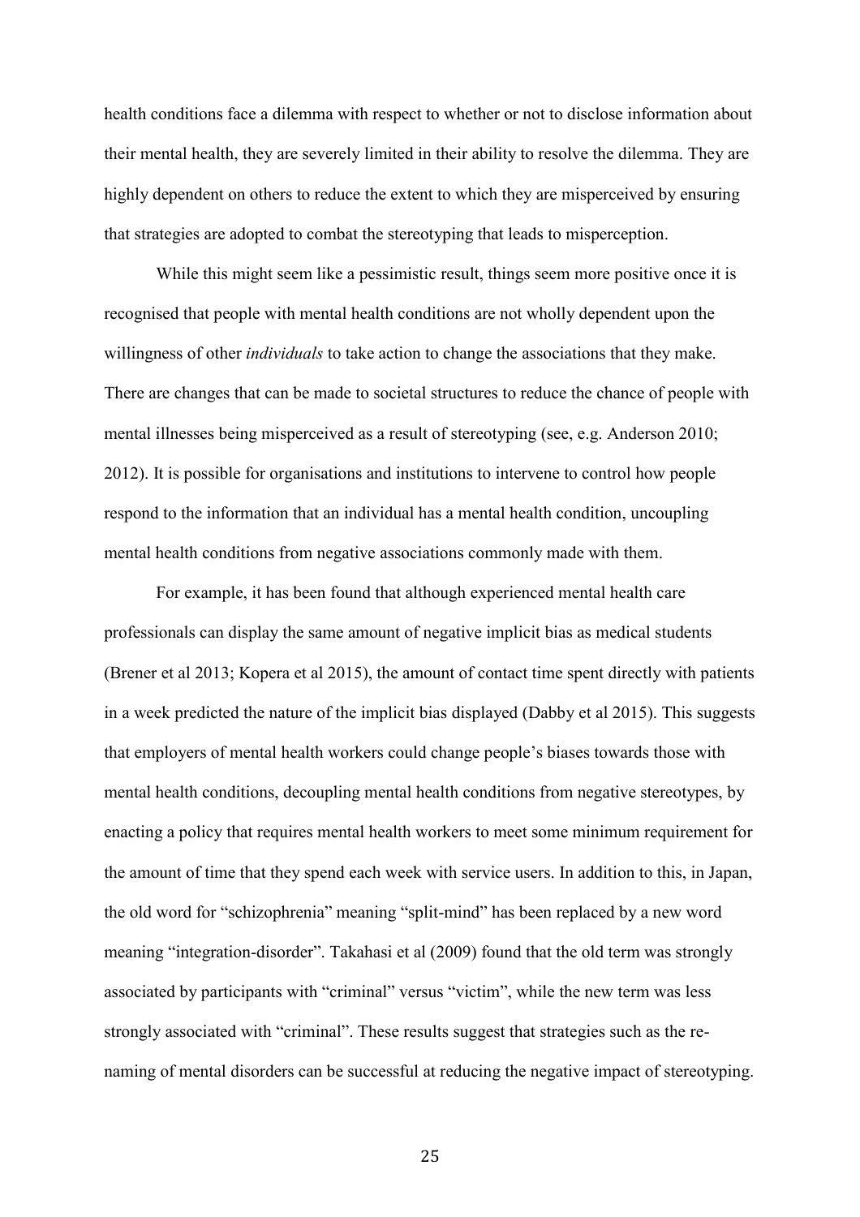health conditions face a dilemma with respect to whether or not to disclose information about their mental health, they are severely limited in their ability to resolve the dilemma. They are highly dependent on others to reduce the extent to which they are misperceived by ensuring that strategies are adopted to combat the stereotyping that leads to misperception.

While this might seem like a pessimistic result, things seem more positive once it is recognised that people with mental health conditions are not wholly dependent upon the willingness of other *individuals* to take action to change the associations that they make. There are changes that can be made to societal structures to reduce the chance of people with mental illnesses being misperceived as a result of stereotyping (see, e.g. Anderson 2010; 2012). It is possible for organisations and institutions to intervene to control how people respond to the information that an individual has a mental health condition, uncoupling mental health conditions from negative associations commonly made with them.

For example, it has been found that although experienced mental health care professionals can display the same amount of negative implicit bias as medical students (Brener et al 2013; Kopera et al 2015), the amount of contact time spent directly with patients in a week predicted the nature of the implicit bias displayed (Dabby et al 2015). This suggests that employers of mental health workers could change people's biases towards those with mental health conditions, decoupling mental health conditions from negative stereotypes, by enacting a policy that requires mental health workers to meet some minimum requirement for the amount of time that they spend each week with service users. In addition to this, in Japan, the old word for "schizophrenia" meaning "split-mind" has been replaced by a new word meaning "integration-disorder". Takahasi et al (2009) found that the old term was strongly associated by participants with "criminal" versus "victim", while the new term was less strongly associated with "criminal". These results suggest that strategies such as the re-naming of mental disorders can be successful at reducing the negative impact of stereotyping.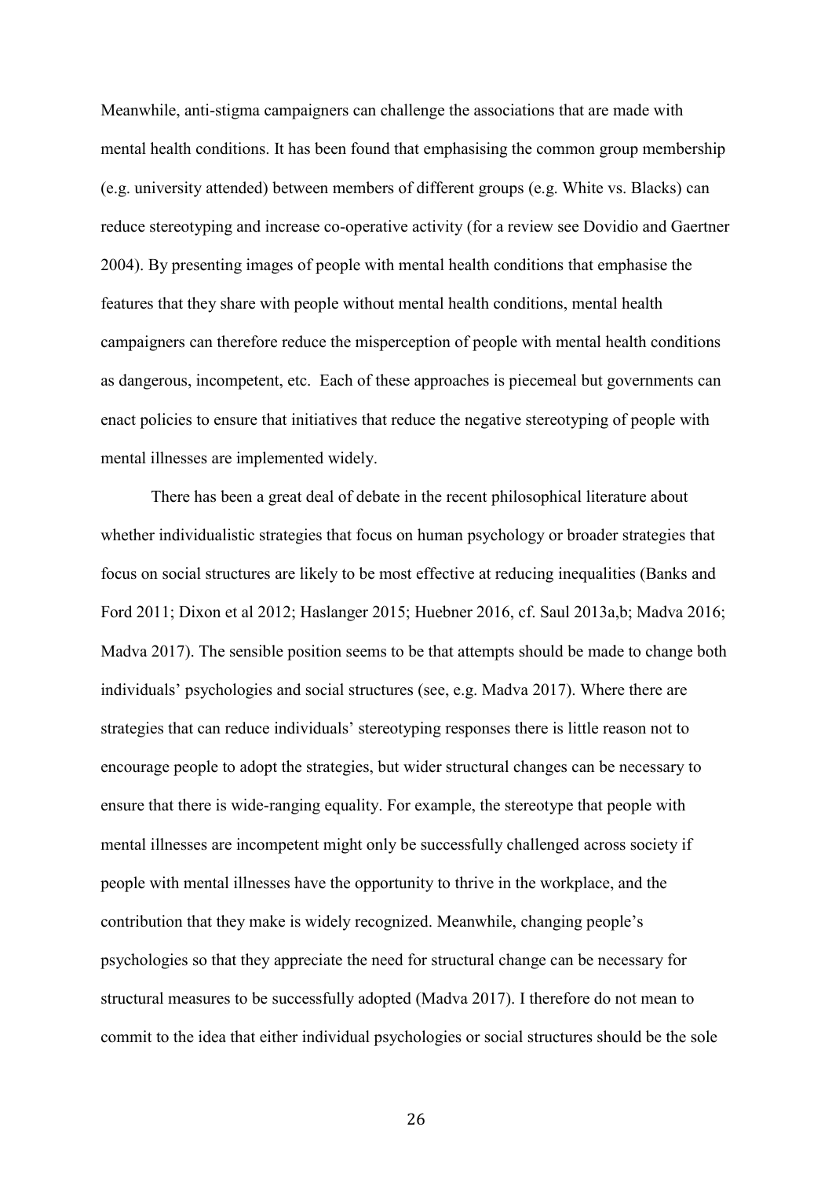Meanwhile, anti-stigma campaigners can challenge the associations that are made with mental health conditions. It has been found that emphasising the common group membership (e.g. university attended) between members of different groups (e.g. White vs. Blacks) can reduce stereotyping and increase co-operative activity (for a review see Dovidio and Gaertner 2004). By presenting images of people with mental health conditions that emphasise the features that they share with people without mental health conditions, mental health campaigners can therefore reduce the misperception of people with mental health conditions as dangerous, incompetent, etc. Each of these approaches is piecemeal but governments can enact policies to ensure that initiatives that reduce the negative stereotyping of people with mental illnesses are implemented widely.

There has been a great deal of debate in the recent philosophical literature about whether individualistic strategies that focus on human psychology or broader strategies that focus on social structures are likely to be most effective at reducing inequalities (Banks and Ford 2011; Dixon et al 2012; Haslanger 2015; Huebner 2016, cf. Saul 2013a,b; Madva 2016; Madva 2017). The sensible position seems to be that attempts should be made to change both individuals' psychologies and social structures (see, e.g. Madva 2017). Where there are strategies that can reduce individuals' stereotyping responses there is little reason not to encourage people to adopt the strategies, but wider structural changes can be necessary to ensure that there is wide-ranging equality. For example, the stereotype that people with mental illnesses are incompetent might only be successfully challenged across society if people with mental illnesses have the opportunity to thrive in the workplace, and the contribution that they make is widely recognized. Meanwhile, changing people's psychologies so that they appreciate the need for structural change can be necessary for structural measures to be successfully adopted (Madva 2017). I therefore do not mean to commit to the idea that either individual psychologies or social structures should be the sole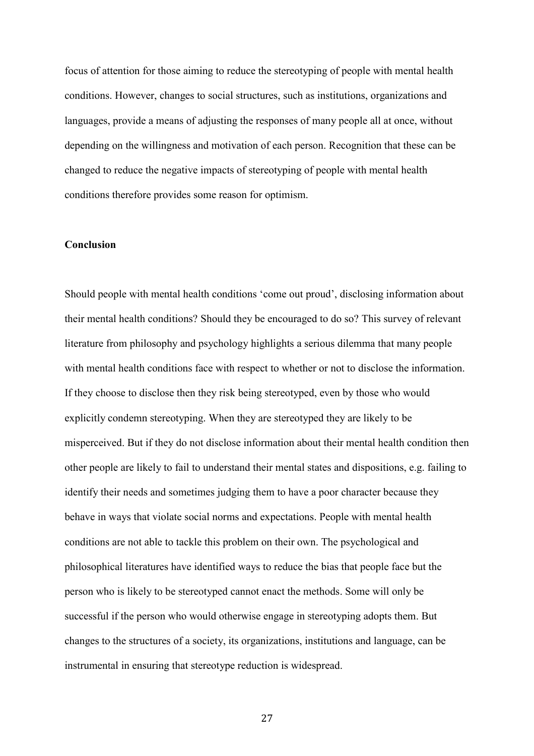focus of attention for those aiming to reduce the stereotyping of people with mental health conditions. However, changes to social structures, such as institutions, organizations and languages, provide a means of adjusting the responses of many people all at once, without depending on the willingness and motivation of each person. Recognition that these can be changed to reduce the negative impacts of stereotyping of people with mental health conditions therefore provides some reason for optimism.

## Conclusion

Should people with mental health conditions 'come out proud', disclosing information about their mental health conditions? Should they be encouraged to do so? This survey of relevant literature from philosophy and psychology highlights a serious dilemma that many people with mental health conditions face with respect to whether or not to disclose the information. If they choose to disclose then they risk being stereotyped, even by those who would explicitly condemn stereotyping. When they are stereotyped they are likely to be misperceived. But if they do not disclose information about their mental health condition then other people are likely to fail to understand their mental states and dispositions, e.g. failing to identify their needs and sometimes judging them to have a poor character because they behave in ways that violate social norms and expectations. People with mental health conditions are not able to tackle this problem on their own. The psychological and philosophical literatures have identified ways to reduce the bias that people face but the person who is likely to be stereotyped cannot enact the methods. Some will only be successful if the person who would otherwise engage in stereotyping adopts them. But changes to the structures of a society, its organizations, institutions and language, can be instrumental in ensuring that stereotype reduction is widespread.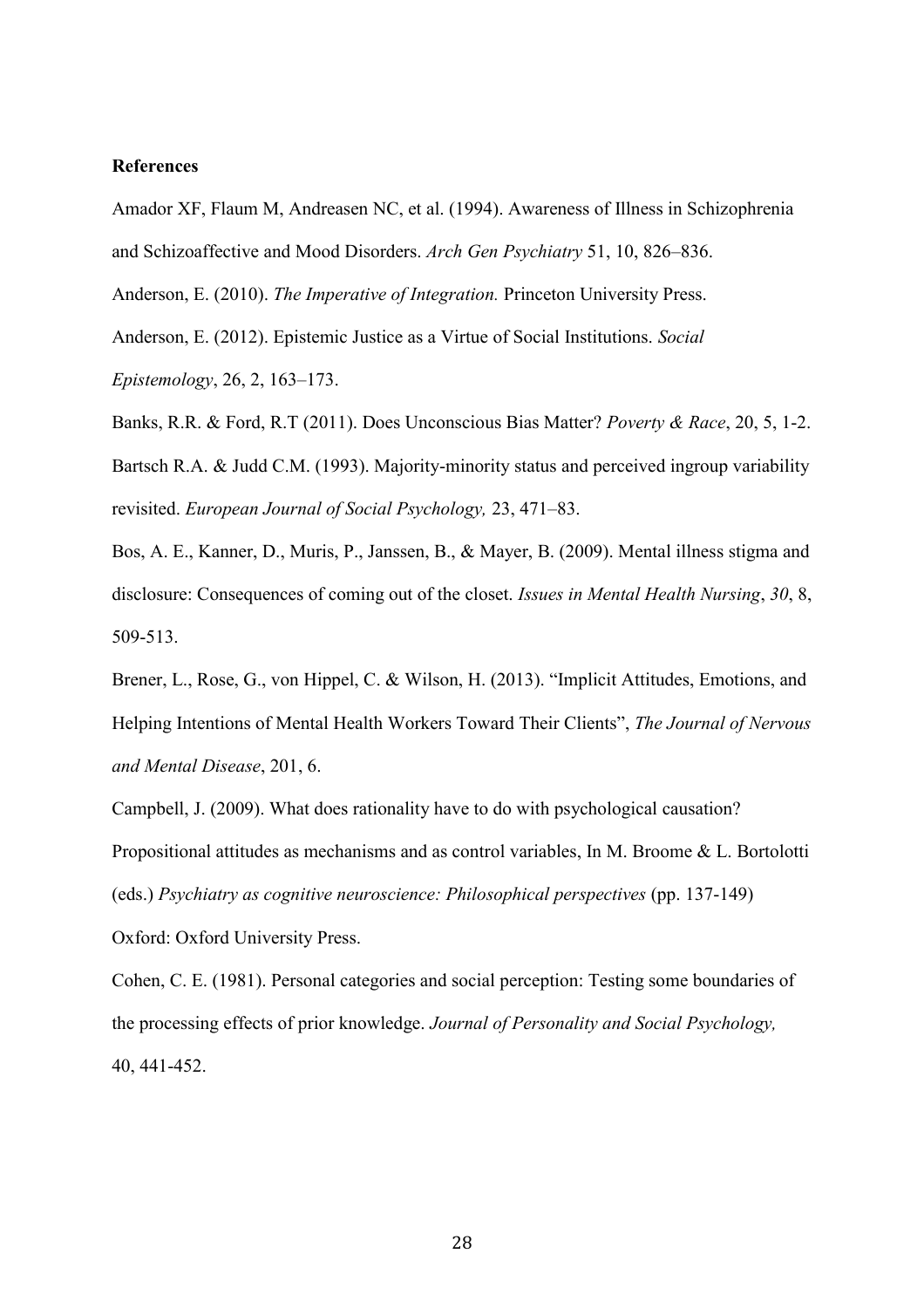**References**

Amador XF, Flaum M, Andreasen NC, et al. (1994). Awareness of Illness in Schizophrenia and Schizoaffective and Mood Disorders. *Arch Gen Psychiatry* 51, 10, 826–836.

Anderson, E. (2010). *The Imperative of Integration.* Princeton University Press.

Anderson, E. (2012). Epistemic Justice as a Virtue of Social Institutions. *Social Epistemology*, 26, 2, 163–173.

Banks, R.R. & Ford, R.T (2011). Does Unconscious Bias Matter? *Poverty & Race*, 20, 5, 1-2.

Bartsch R.A. & Judd C.M. (1993). Majority-minority status and perceived ingroup variability revisited. *European Journal of Social Psychology,* 23, 471–83.

Bos, A. E., Kanner, D., Muris, P., Janssen, B., & Mayer, B. (2009). Mental illness stigma and disclosure: Consequences of coming out of the closet. *Issues in Mental Health Nursing*, *30*, 8, 509-513.

Brener, L., Rose, G., von Hippel, C. & Wilson, H. (2013). "Implicit Attitudes, Emotions, and Helping Intentions of Mental Health Workers Toward Their Clients", *The Journal of Nervous and Mental Disease*, 201, 6.

Campbell, J. (2009). What does rationality have to do with psychological causation? Propositional attitudes as mechanisms and as control variables, In M. Broome & L. Bortolotti (eds.) *Psychiatry as cognitive neuroscience: Philosophical perspectives* (pp. 137-149) Oxford: Oxford University Press.

Cohen, C. E. (1981). Personal categories and social perception: Testing some boundaries of the processing effects of prior knowledge. *Journal of Personality and Social Psychology,* 40, 441-452.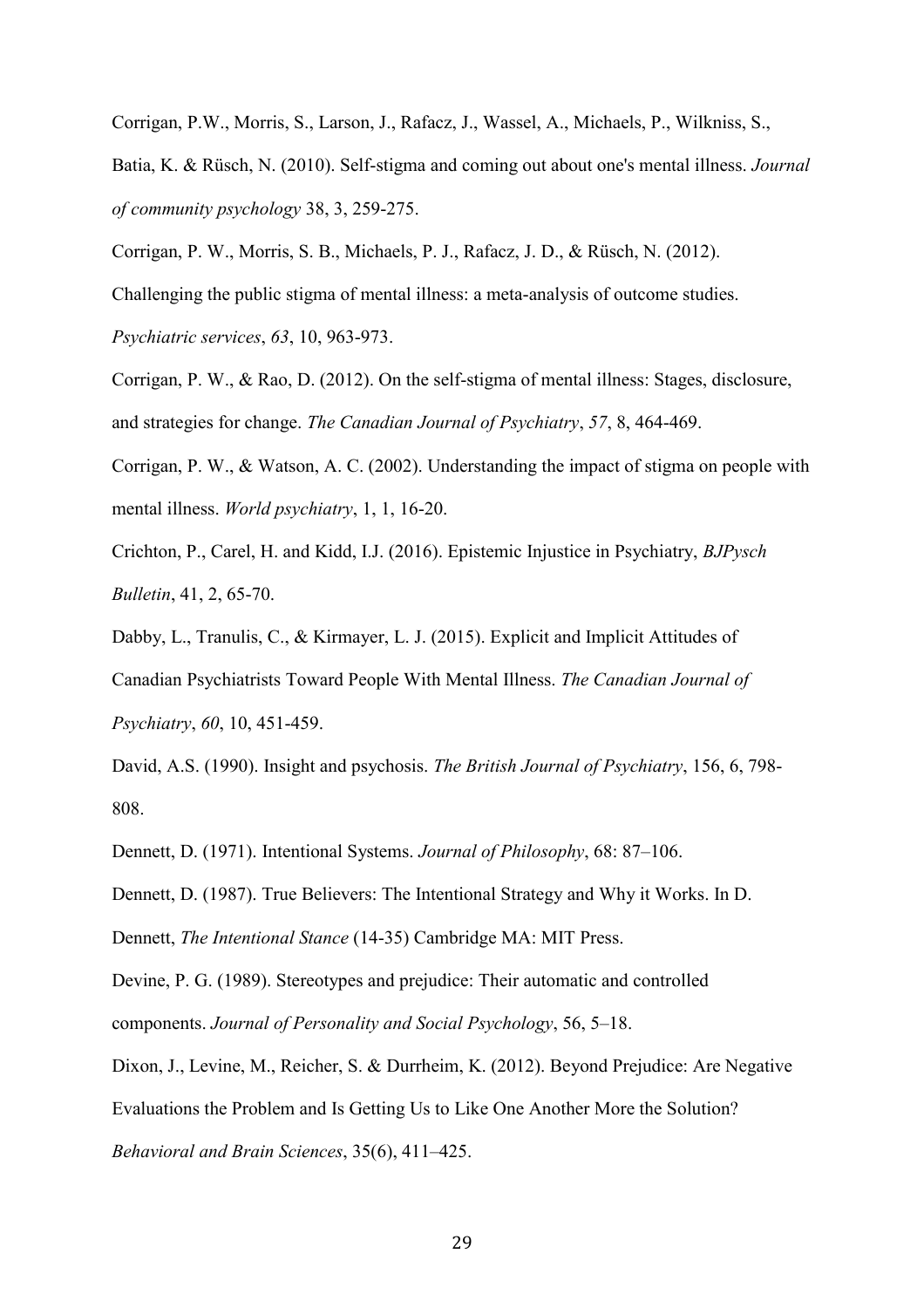Corrigan, P.W., Morris, S., Larson, J., Rafacz, J., Wassel, A., Michaels, P., Wilkniss, S., Batia, K. & Rüsch, N. (2010). Self-stigma and coming out about one's mental illness. *Journal of community psychology* 38, 3, 259-275.

Corrigan, P. W., Morris, S. B., Michaels, P. J., Rafacz, J. D., & Rüsch, N. (2012). Challenging the public stigma of mental illness: a meta-analysis of outcome studies. *Psychiatric services*, *63*, 10, 963-973.

Corrigan, P. W., & Rao, D. (2012). On the self-stigma of mental illness: Stages, disclosure, and strategies for change. *The Canadian Journal of Psychiatry*, *57*, 8, 464-469.

Corrigan, P. W., & Watson, A. C. (2002). Understanding the impact of stigma on people with mental illness. *World psychiatry*, 1, 1, 16-20.

Crichton, P., Carel, H. and Kidd, I.J. (2016). Epistemic Injustice in Psychiatry, *BJPysch Bulletin*, 41, 2, 65-70.

Dabby, L., Tranulis, C., & Kirmayer, L. J. (2015). Explicit and Implicit Attitudes of Canadian Psychiatrists Toward People With Mental Illness. *The Canadian Journal of Psychiatry*, *60*, 10, 451-459.

David, A.S. (1990). Insight and psychosis. *The British Journal of Psychiatry*, 156, 6, 798-808.

Dennett, D. (1971). Intentional Systems. *Journal of Philosophy*, 68: 87–106.

Dennett, D. (1987). True Believers: The Intentional Strategy and Why it Works. In D. Dennett, *The Intentional Stance* (14-35) Cambridge MA: MIT Press.

Devine, P. G. (1989). Stereotypes and prejudice: Their automatic and controlled components. *Journal of Personality and Social Psychology*, 56, 5–18.

Dixon, J., Levine, M., Reicher, S. & Durrheim, K. (2012). Beyond Prejudice: Are Negative Evaluations the Problem and Is Getting Us to Like One Another More the Solution? *Behavioral and Brain Sciences*, 35(6), 411–425.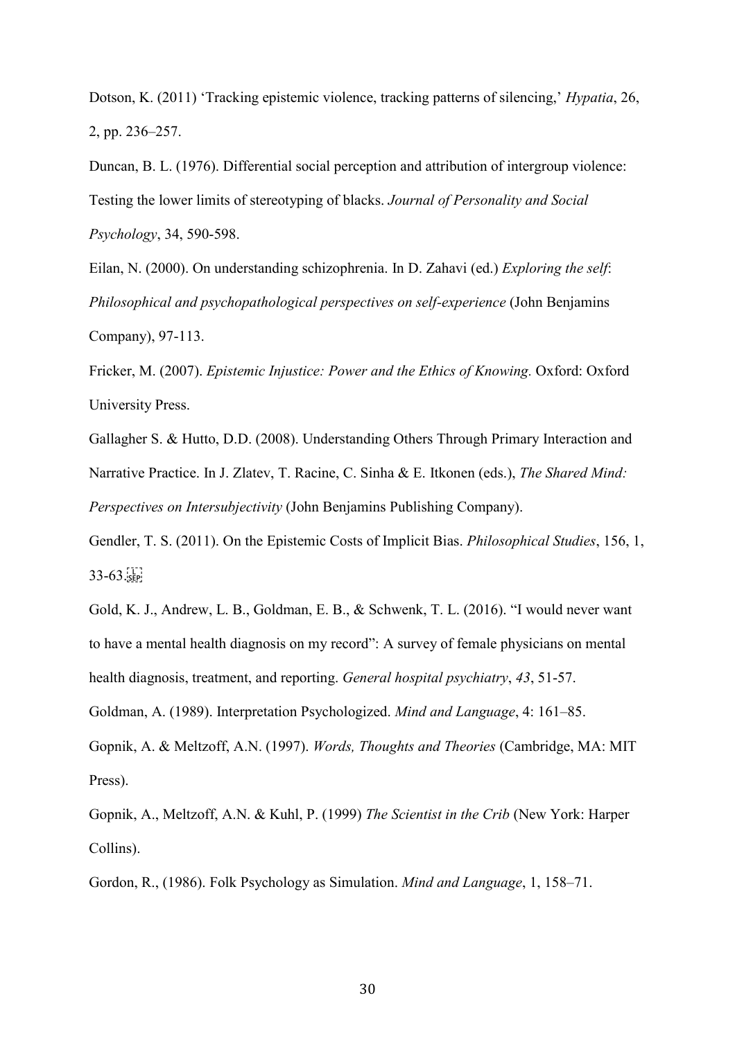Dotson, K. (2011) 'Tracking epistemic violence, tracking patterns of silencing,' *Hypatia*, 26, 2, pp. 236–257.

Duncan, B. L. (1976). Differential social perception and attribution of intergroup violence: Testing the lower limits of stereotyping of blacks. *Journal of Personality and Social Psychology*, 34, 590-598.

Eilan, N. (2000). On understanding schizophrenia. In D. Zahavi (ed.) *Exploring the self*: *Philosophical and psychopathological perspectives on self-experience* (John Benjamins Company), 97-113.

Fricker, M. (2007). *Epistemic Injustice: Power and the Ethics of Knowing.* Oxford: Oxford University Press.

Gallagher S. & Hutto, D.D. (2008). Understanding Others Through Primary Interaction and Narrative Practice. In J. Zlatev, T. Racine, C. Sinha & E. Itkonen (eds.), *The Shared Mind: Perspectives on Intersubjectivity* (John Benjamins Publishing Company).

Gendler, T. S. (2011). On the Epistemic Costs of Implicit Bias. *Philosophical Studies*, 156, 1, 33-63.

Gold, K. J., Andrew, L. B., Goldman, E. B., & Schwenk, T. L. (2016). "I would never want to have a mental health diagnosis on my record": A survey of female physicians on mental health diagnosis, treatment, and reporting. *General hospital psychiatry*, *43*, 51-57.

Goldman, A. (1989). Interpretation Psychologized. *Mind and Language*, 4: 161–85.

Gopnik, A. & Meltzoff, A.N. (1997). *Words, Thoughts and Theories* (Cambridge, MA: MIT Press).

Gopnik, A., Meltzoff, A.N. & Kuhl, P. (1999) *The Scientist in the Crib* (New York: Harper Collins).

Gordon, R., (1986). Folk Psychology as Simulation. *Mind and Language*, 1, 158–71.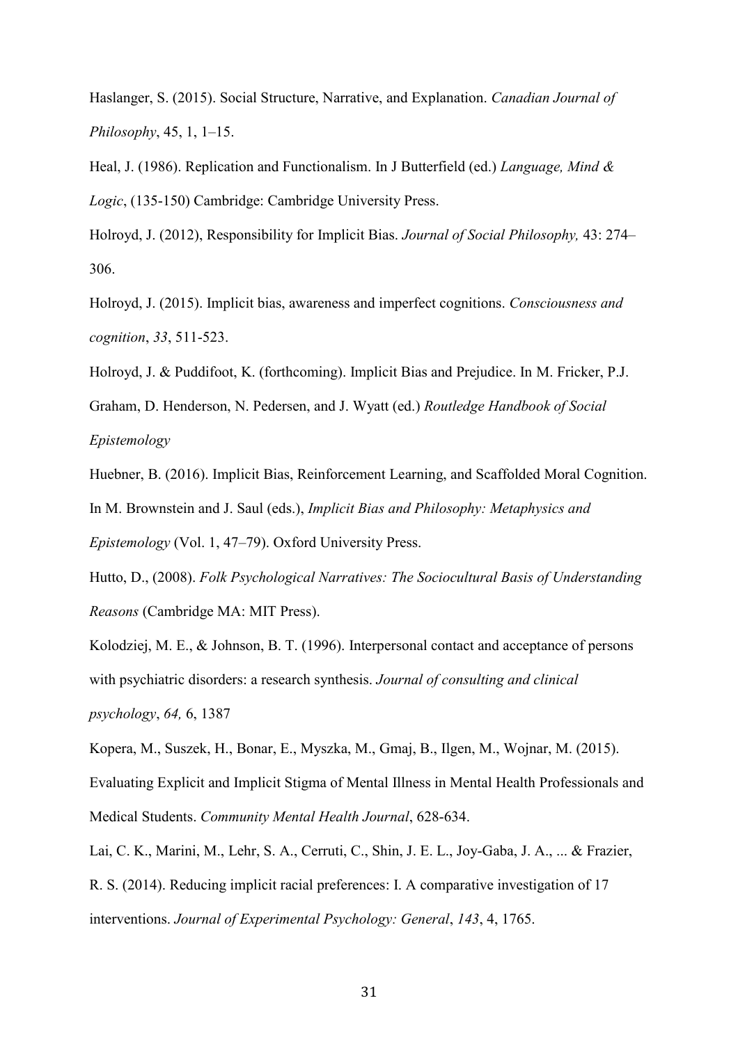Haslanger, S. (2015). Social Structure, Narrative, and Explanation. *Canadian Journal of Philosophy*, 45, 1, 1–15.

Heal, J. (1986). Replication and Functionalism. In J Butterfield (ed.) *Language, Mind & Logic*, (135-150) Cambridge: Cambridge University Press.

Holroyd, J. (2012), Responsibility for Implicit Bias. *Journal of Social Philosophy,* 43: 274–306.

Holroyd, J. (2015). Implicit bias, awareness and imperfect cognitions. *Consciousness and cognition*, *33*, 511-523.

Holroyd, J. & Puddifoot, K. (forthcoming). Implicit Bias and Prejudice. In M. Fricker, P.J. Graham, D. Henderson, N. Pedersen, and J. Wyatt (ed.) *Routledge Handbook of Social Epistemology*

Huebner, B. (2016). Implicit Bias, Reinforcement Learning, and Scaffolded Moral Cognition. In M. Brownstein and J. Saul (eds.), *Implicit Bias and Philosophy: Metaphysics and Epistemology* (Vol. 1, 47–79). Oxford University Press.

Hutto, D., (2008). *Folk Psychological Narratives: The Sociocultural Basis of Understanding Reasons* (Cambridge MA: MIT Press).

Kolodziej, M. E., & Johnson, B. T. (1996). Interpersonal contact and acceptance of persons with psychiatric disorders: a research synthesis. *Journal of consulting and clinical psychology*, *64,* 6, 1387

Kopera, M., Suszek, H., Bonar, E., Myszka, M., Gmaj, B., Ilgen, M., Wojnar, M. (2015). Evaluating Explicit and Implicit Stigma of Mental Illness in Mental Health Professionals and Medical Students. *Community Mental Health Journal*, 628-634.

Lai, C. K., Marini, M., Lehr, S. A., Cerruti, C., Shin, J. E. L., Joy-Gaba, J. A., ... & Frazier, R. S. (2014). Reducing implicit racial preferences: I. A comparative investigation of 17 interventions. *Journal of Experimental Psychology: General*, *143*, 4, 1765.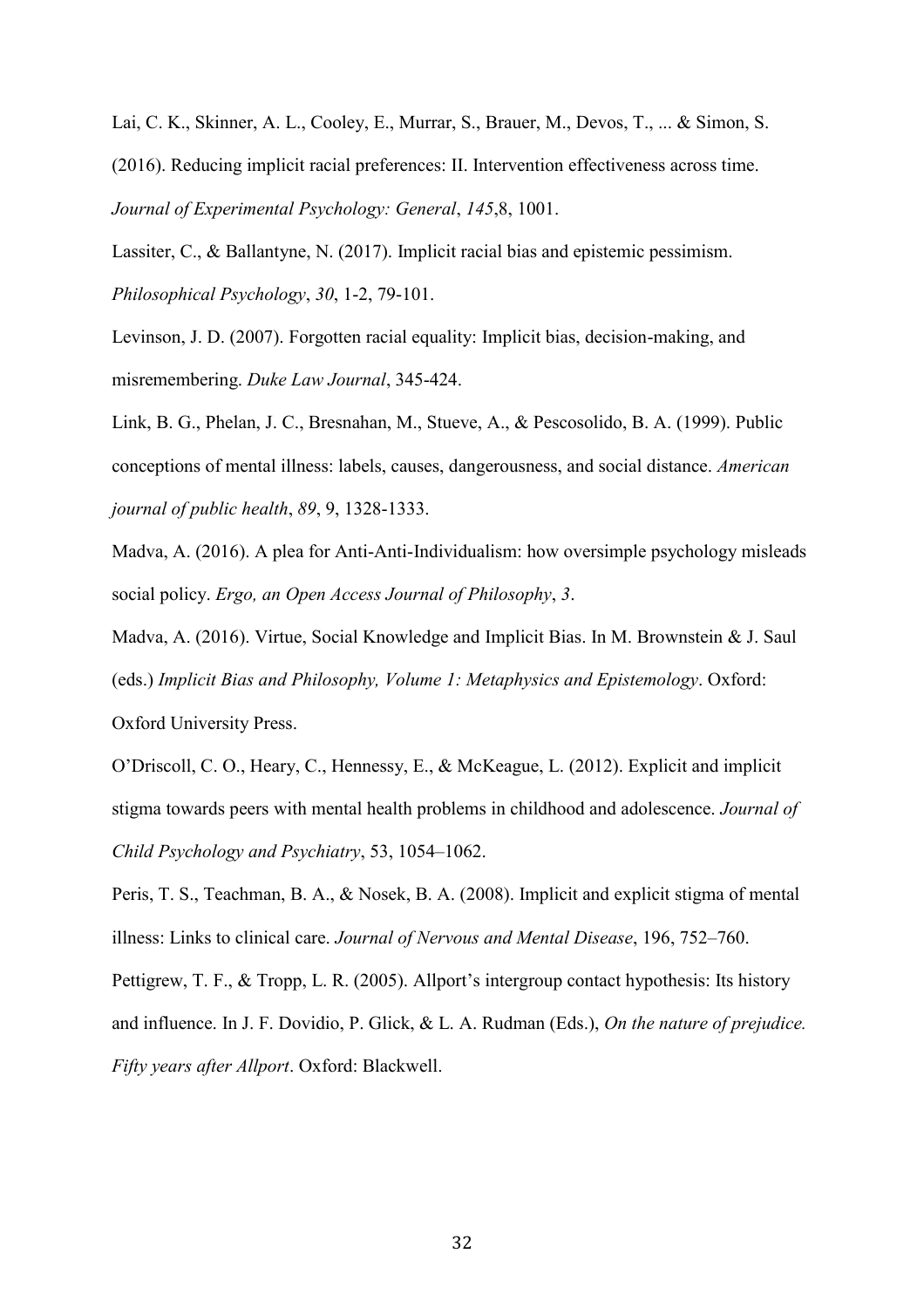Lai, C. K., Skinner, A. L., Cooley, E., Murrar, S., Brauer, M., Devos, T., ... & Simon, S. (2016). Reducing implicit racial preferences: II. Intervention effectiveness across time. *Journal of Experimental Psychology: General*, *145*,8, 1001.

Lassiter, C., & Ballantyne, N. (2017). Implicit racial bias and epistemic pessimism. *Philosophical Psychology*, *30*, 1-2, 79-101.

Levinson, J. D. (2007). Forgotten racial equality: Implicit bias, decision-making, and misremembering. *Duke Law Journal*, 345-424.

Link, B. G., Phelan, J. C., Bresnahan, M., Stueve, A., & Pescosolido, B. A. (1999). Public conceptions of mental illness: labels, causes, dangerousness, and social distance. *American journal of public health*, *89*, 9, 1328-1333.

Madva, A. (2016). A plea for Anti-Anti-Individualism: how oversimple psychology misleads social policy. *Ergo, an Open Access Journal of Philosophy*, *3*.

Madva, A. (2016). Virtue, Social Knowledge and Implicit Bias. In M. Brownstein & J. Saul (eds.) *Implicit Bias and Philosophy, Volume 1: Metaphysics and Epistemology*. Oxford: Oxford University Press.

O'Driscoll, C. O., Heary, C., Hennessy, E., & McKeague, L. (2012). Explicit and implicit stigma towards peers with mental health problems in childhood and adolescence. *Journal of Child Psychology and Psychiatry*, 53, 1054–1062.

Peris, T. S., Teachman, B. A., & Nosek, B. A. (2008). Implicit and explicit stigma of mental illness: Links to clinical care. *Journal of Nervous and Mental Disease*, 196, 752–760.

Pettigrew, T. F., & Tropp, L. R. (2005). Allport's intergroup contact hypothesis: Its history and influence. In J. F. Dovidio, P. Glick, & L. A. Rudman (Eds.), *On the nature of prejudice. Fifty years after Allport*. Oxford: Blackwell.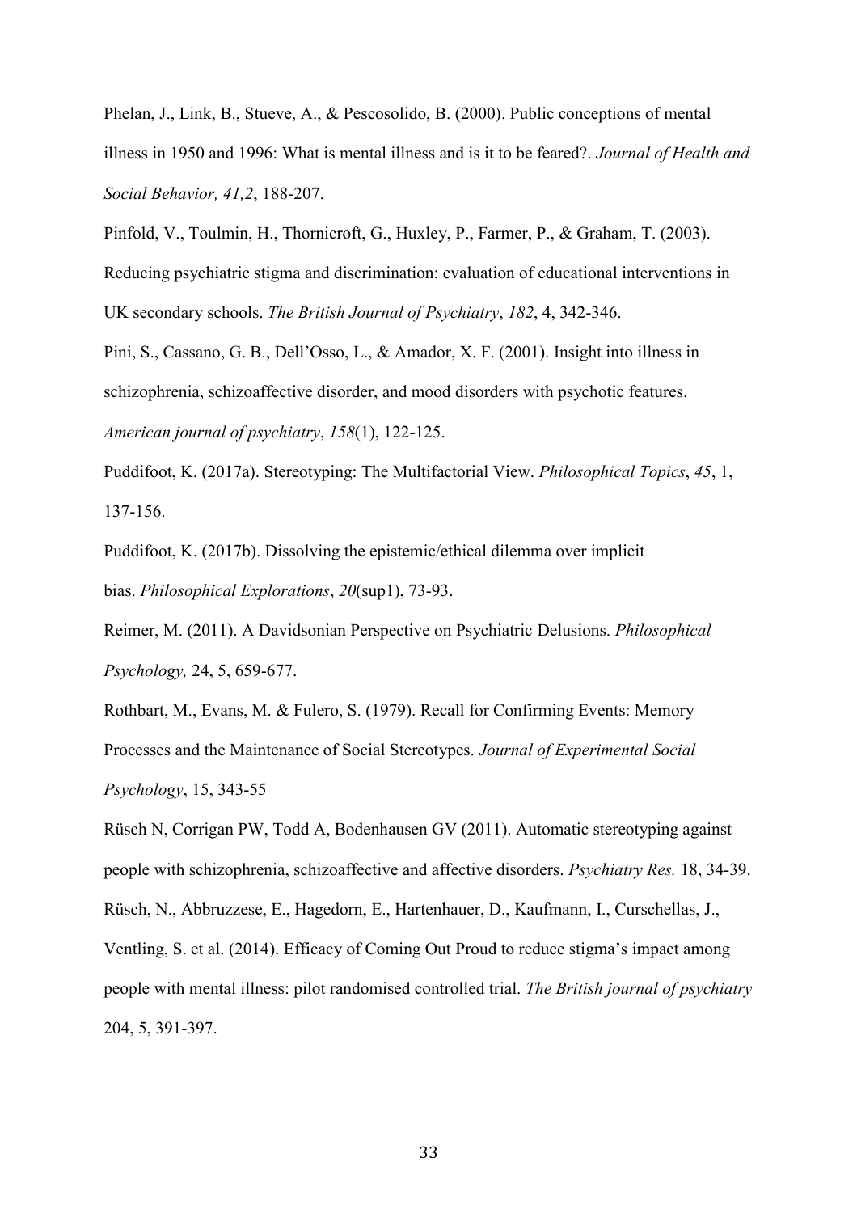Phelan, J., Link, B., Stueve, A., & Pescosolido, B. (2000). Public conceptions of mental illness in 1950 and 1996: What is mental illness and is it to be feared?. *Journal of Health and Social Behavior, 41,2*, 188-207.

Pinfold, V., Toulmin, H., Thornicroft, G., Huxley, P., Farmer, P., & Graham, T. (2003). Reducing psychiatric stigma and discrimination: evaluation of educational interventions in UK secondary schools. *The British Journal of Psychiatry*, *182*, 4, 342-346.

Pini, S., Cassano, G. B., Dell'Osso, L., & Amador, X. F. (2001). Insight into illness in schizophrenia, schizoaffective disorder, and mood disorders with psychotic features. *American journal of psychiatry*, *158*(1), 122-125.

Puddifoot, K. (2017a). Stereotyping: The Multifactorial View. *Philosophical Topics*, *45*, 1, 137-156.

Puddifoot, K. (2017b). Dissolving the epistemic/ethical dilemma over implicit bias. *Philosophical Explorations*, *20*(sup1), 73-93.

Reimer, M. (2011). A Davidsonian Perspective on Psychiatric Delusions. *Philosophical Psychology,* 24, 5, 659-677.

Rothbart, M., Evans, M. & Fulero, S. (1979). Recall for Confirming Events: Memory Processes and the Maintenance of Social Stereotypes. *Journal of Experimental Social Psychology*, 15, 343-55

Rüsch N, Corrigan PW, Todd A, Bodenhausen GV (2011). Automatic stereotyping against people with schizophrenia, schizoaffective and affective disorders. *Psychiatry Res.* 18, 34-39.

Rüsch, N., Abbruzzese, E., Hagedorn, E., Hartenhauer, D., Kaufmann, I., Curschellas, J., Ventling, S. et al. (2014). Efficacy of Coming Out Proud to reduce stigma's impact among people with mental illness: pilot randomised controlled trial. *The British journal of psychiatry* 204, 5, 391-397.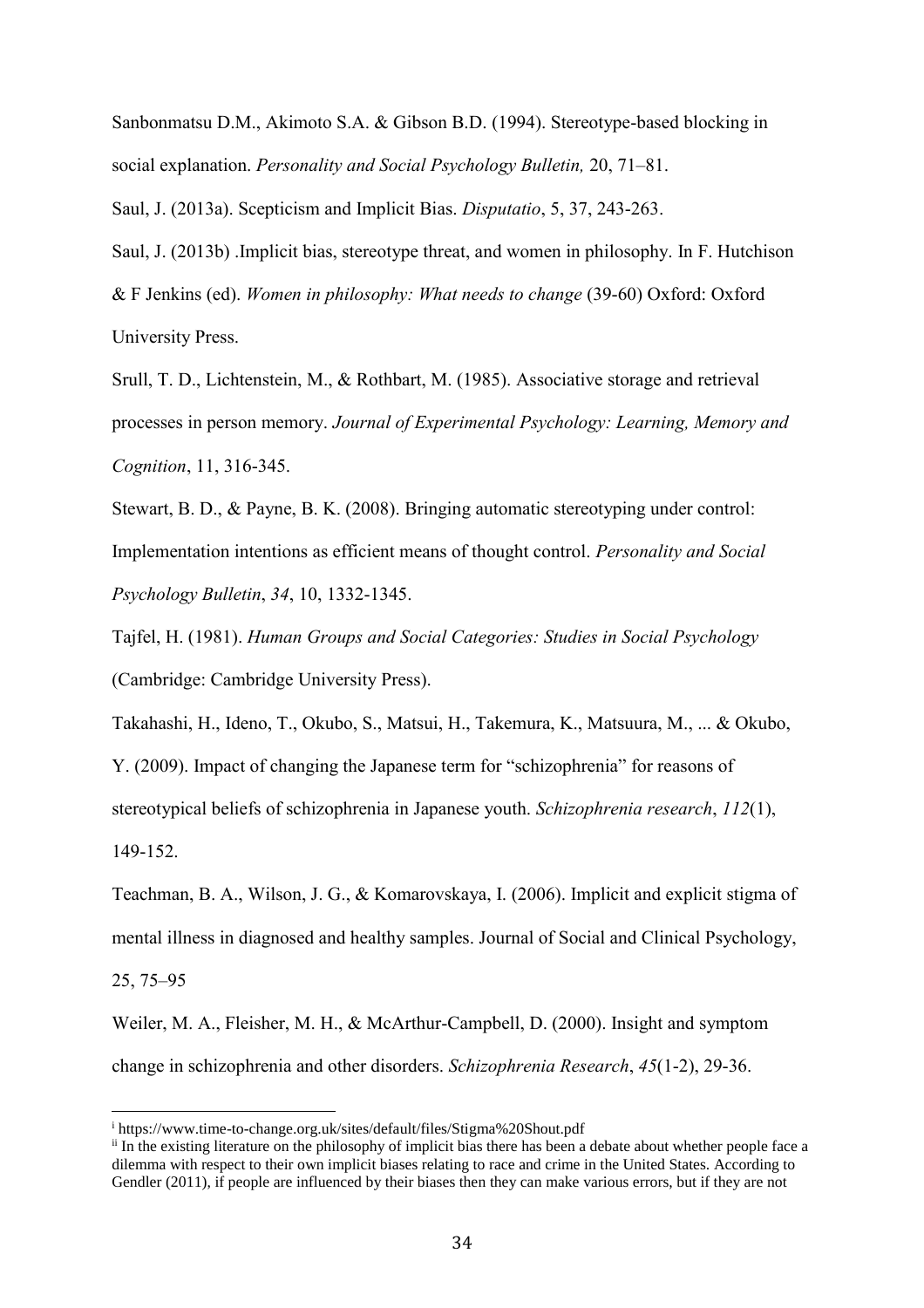Sanbonmatsu D.M., Akimoto S.A. & Gibson B.D. (1994). Stereotype-based blocking in social explanation. *Personality and Social Psychology Bulletin,* 20, 71–81.

Saul, J. (2013a). Scepticism and Implicit Bias. *Disputatio*, 5, 37, 243-263.

Saul, J. (2013b) .Implicit bias, stereotype threat, and women in philosophy. In F. Hutchison & F Jenkins (ed). *Women in philosophy: What needs to change* (39-60) Oxford: Oxford University Press.

Srull, T. D., Lichtenstein, M., & Rothbart, M. (1985). Associative storage and retrieval processes in person memory. *Journal of Experimental Psychology: Learning, Memory and Cognition*, 11, 316-345.

Stewart, B. D., & Payne, B. K. (2008). Bringing automatic stereotyping under control: Implementation intentions as efficient means of thought control. *Personality and Social Psychology Bulletin*, *34*, 10, 1332-1345.

Tajfel, H. (1981). *Human Groups and Social Categories: Studies in Social Psychology* (Cambridge: Cambridge University Press).

Takahashi, H., Ideno, T., Okubo, S., Matsui, H., Takemura, K., Matsuura, M., ... & Okubo, Y. (2009). Impact of changing the Japanese term for "schizophrenia" for reasons of stereotypical beliefs of schizophrenia in Japanese youth. *Schizophrenia research*, *112*(1), 149-152.

Teachman, B. A., Wilson, J. G., & Komarovskaya, I. (2006). Implicit and explicit stigma of mental illness in diagnosed and healthy samples. Journal of Social and Clinical Psychology, 25, 75–95

Weiler, M. A., Fleisher, M. H., & McArthur-Campbell, D. (2000). Insight and symptom change in schizophrenia and other disorders. *Schizophrenia Research*, *45*(1-2), 29-36.

---

[i] https://www.time-to-change.org.uk/sites/default/files/Stigma%20Shout.pdf

[ii] In the existing literature on the philosophy of implicit bias there has been a debate about whether people face a dilemma with respect to their own implicit biases relating to race and crime in the United States. According to Gendler (2011), if people are influenced by their biases then they can make various errors, but if they are not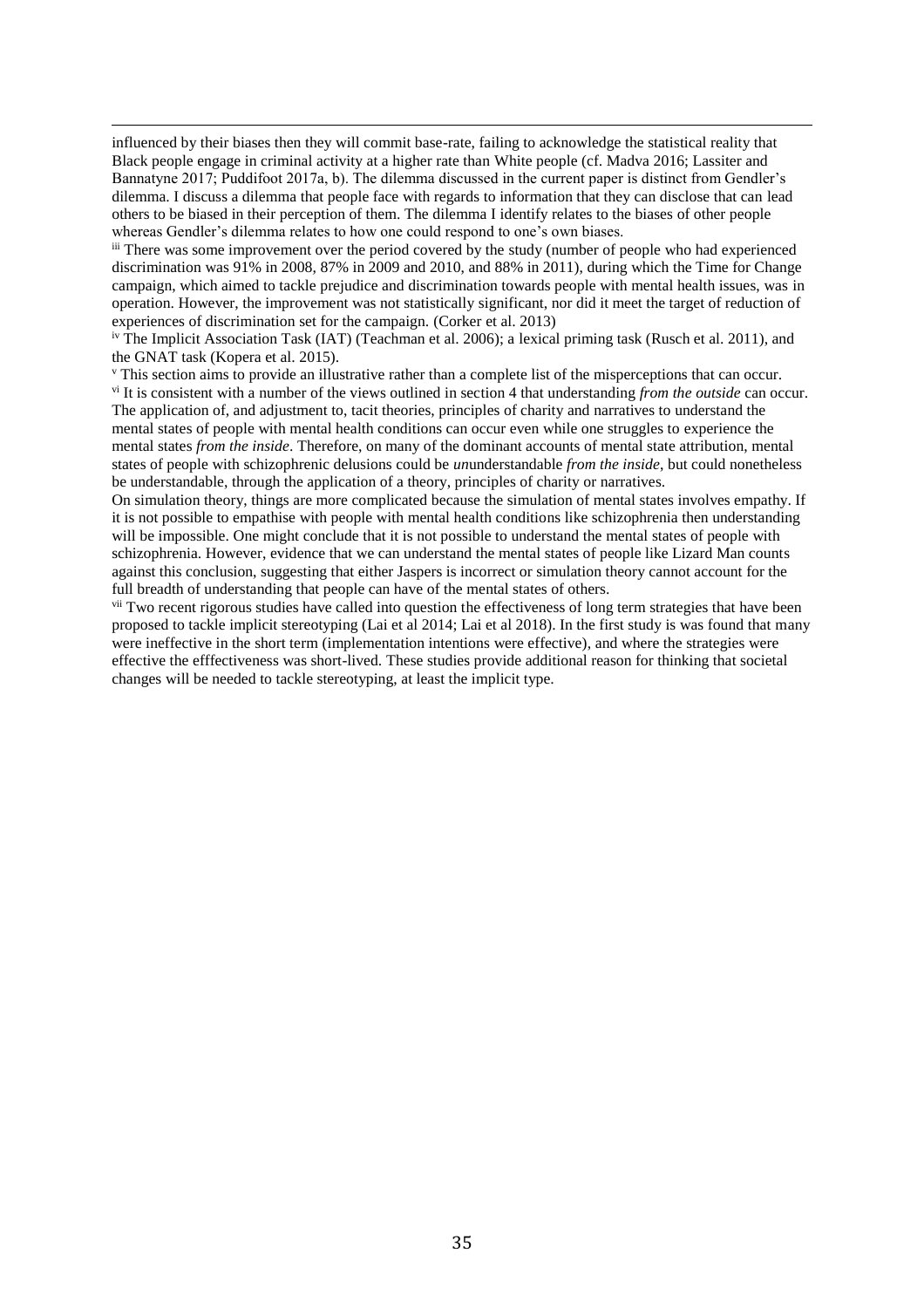influenced by their biases then they will commit base-rate, failing to acknowledge the statistical reality that Black people engage in criminal activity at a higher rate than White people (cf. Madva 2016; Lassiter and Bannatyne 2017; Puddifoot 2017a, b). The dilemma discussed in the current paper is distinct from Gendler's dilemma. I discuss a dilemma that people face with regards to information that they can disclose that can lead others to be biased in their perception of them. The dilemma I identify relates to the biases of other people whereas Gendler's dilemma relates to how one could respond to one's own biases.

[iii] There was some improvement over the period covered by the study (number of people who had experienced discrimination was 91% in 2008, 87% in 2009 and 2010, and 88% in 2011), during which the Time for Change campaign, which aimed to tackle prejudice and discrimination towards people with mental health issues, was in operation. However, the improvement was not statistically significant, nor did it meet the target of reduction of experiences of discrimination set for the campaign. (Corker et al. 2013)

[iv] The Implicit Association Task (IAT) (Teachman et al. 2006); a lexical priming task (Rusch et al. 2011), and the GNAT task (Kopera et al. 2015).

[v] This section aims to provide an illustrative rather than a complete list of the misperceptions that can occur.

[vi] It is consistent with a number of the views outlined in section 4 that understanding *from the outside* can occur. The application of, and adjustment to, tacit theories, principles of charity and narratives to understand the mental states of people with mental health conditions can occur even while one struggles to experience the mental states *from the inside*. Therefore, on many of the dominant accounts of mental state attribution, mental states of people with schizophrenic delusions could be *un*understandable *from the inside*, but could nonetheless be understandable, through the application of a theory, principles of charity or narratives.

On simulation theory, things are more complicated because the simulation of mental states involves empathy. If it is not possible to empathise with people with mental health conditions like schizophrenia then understanding will be impossible. One might conclude that it is not possible to understand the mental states of people with schizophrenia. However, evidence that we can understand the mental states of people like Lizard Man counts against this conclusion, suggesting that either Jaspers is incorrect or simulation theory cannot account for the full breadth of understanding that people can have of the mental states of others.

[vii] Two recent rigorous studies have called into question the effectiveness of long term strategies that have been proposed to tackle implicit stereotyping (Lai et al 2014; Lai et al 2018). In the first study is was found that many were ineffective in the short term (implementation intentions were effective), and where the strategies were effective the efffectiveness was short-lived. These studies provide additional reason for thinking that societal changes will be needed to tackle stereotyping, at least the implicit type.